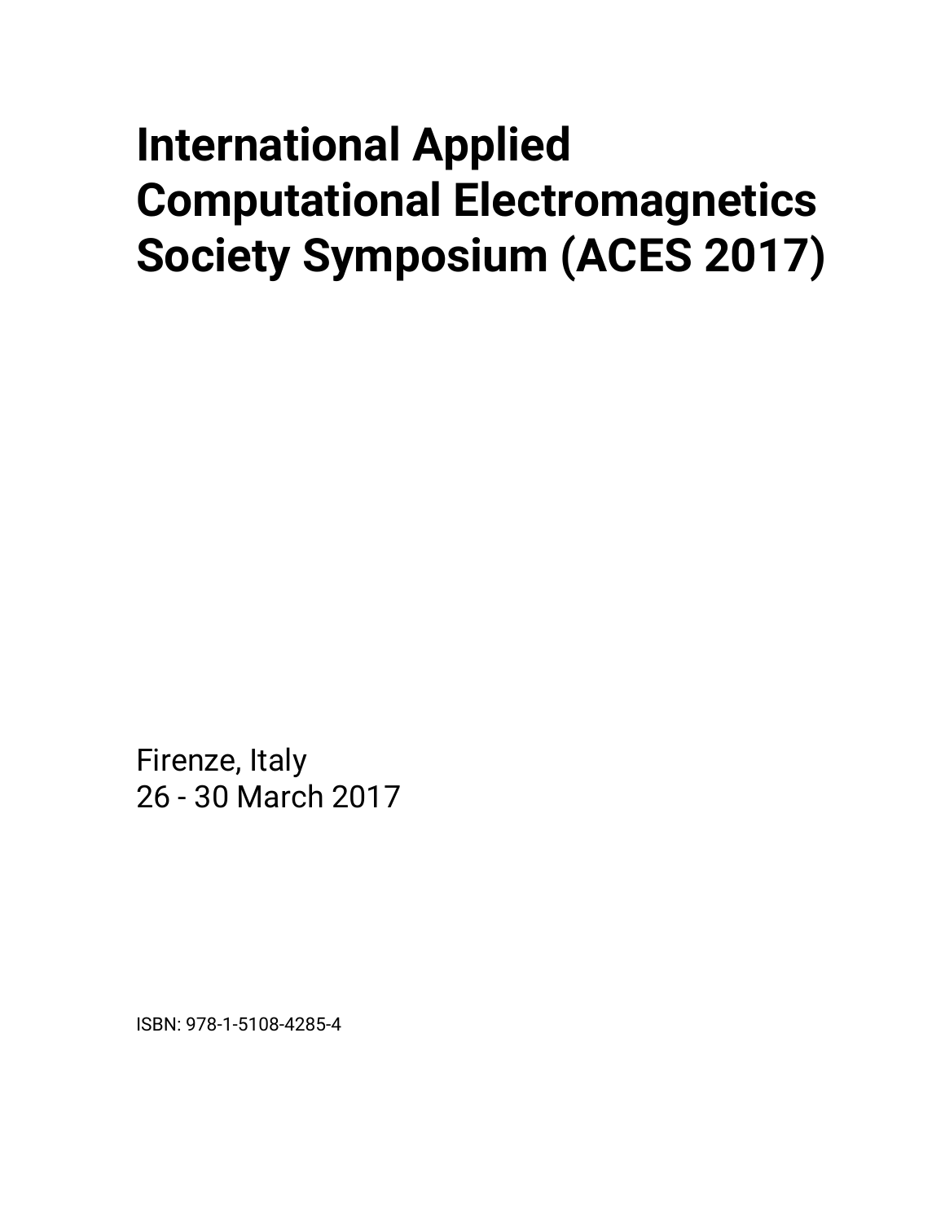# International Applied Computational Electromagnetics Society Symposium (ACES 2017)

Firenze, Italy
26 - 30 March 2017

ISBN: 978-1-5108-4285-4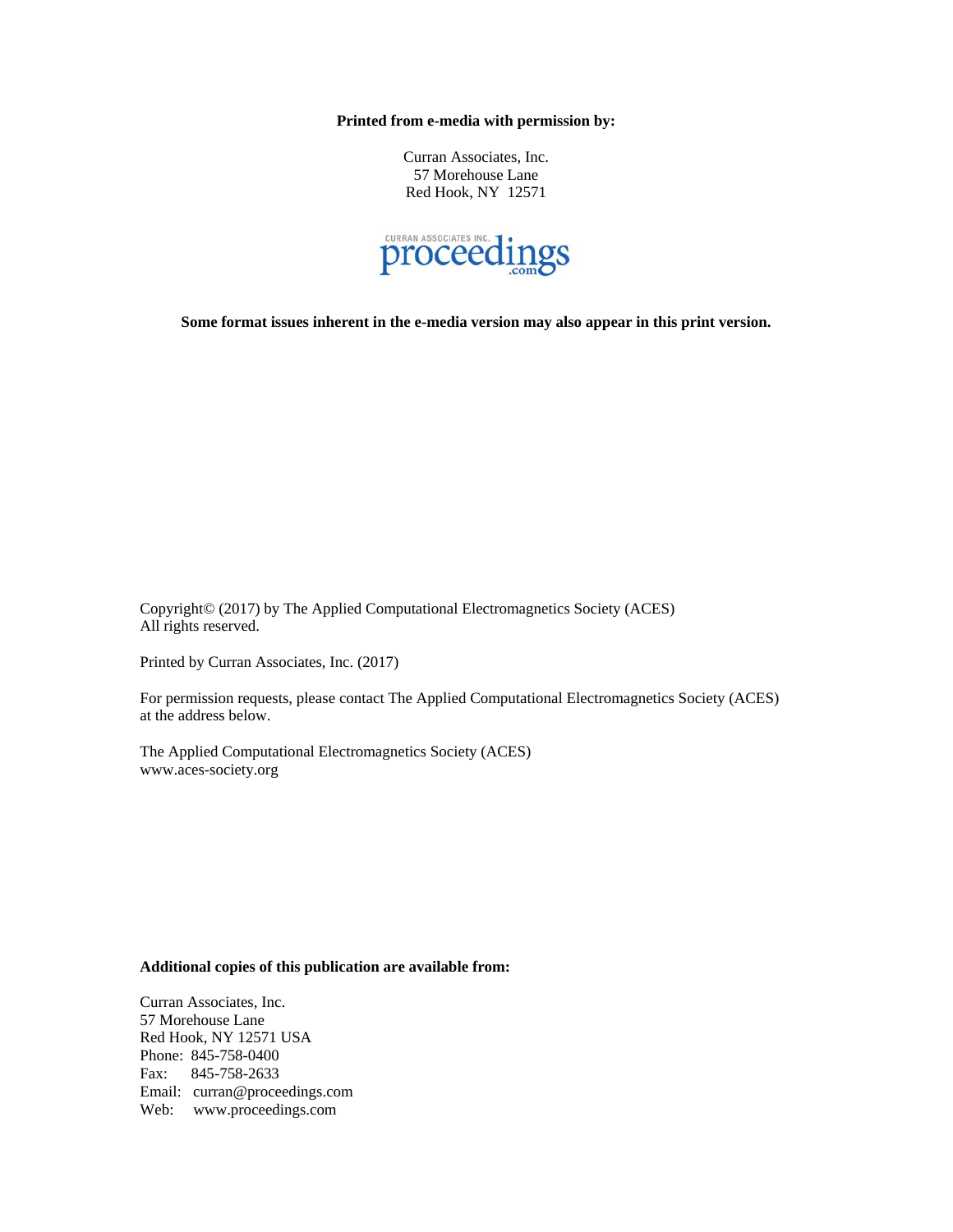**Printed from e-media with permission by:**

Curran Associates, Inc.
57 Morehouse Lane
Red Hook, NY 12571

**Some format issues inherent in the e-media version may also appear in this print version.**

Copyright© (2017) by The Applied Computational Electromagnetics Society (ACES)
All rights reserved.

Printed by Curran Associates, Inc. (2017)

For permission requests, please contact The Applied Computational Electromagnetics Society (ACES) at the address below.

The Applied Computational Electromagnetics Society (ACES)
www.aces-society.org

**Additional copies of this publication are available from:**

Curran Associates, Inc.
57 Morehouse Lane
Red Hook, NY 12571 USA
Phone: 845-758-0400
Fax: 845-758-2633
Email: curran@proceedings.com
Web: www.proceedings.com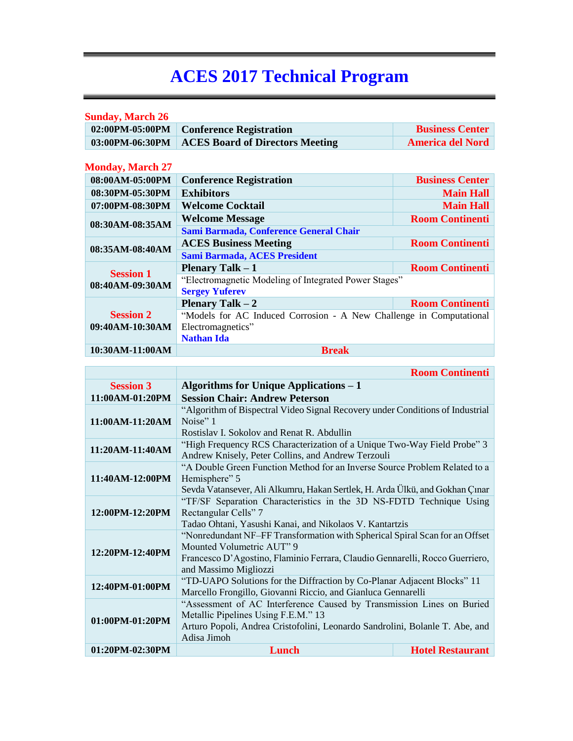# ACES 2017 Technical Program

**Sunday, March 26**

| | | |
|---|---|---|
| 02:00PM-05:00PM | Conference Registration | Business Center |
| 03:00PM-06:30PM | ACES Board of Directors Meeting | America del Nord |

**Monday, March 27**

| | | |
|---|---|---|
| 08:00AM-05:00PM | Conference Registration | Business Center |
| 08:30PM-05:30PM | Exhibitors | Main Hall |
| 07:00PM-08:30PM | Welcome Cocktail | Main Hall |
| 08:30AM-08:35AM | Welcome Message<br>Sami Barmada, Conference General Chair | Room Continenti |
| 08:35AM-08:40AM | ACES Business Meeting<br>Sami Barmada, ACES President | Room Continenti |
| Session 1<br>08:40AM-09:30AM | Plenary Talk – 1<br>"Electromagnetic Modeling of Integrated Power Stages"<br>Sergey Yuferev | Room Continenti |
| Session 2<br>09:40AM-10:30AM | Plenary Talk – 2<br>"Models for AC Induced Corrosion - A New Challenge in Computational Electromagnetics"<br>Nathan Ida | Room Continenti |
| 10:30AM-11:00AM | Break | |

| | | |
|---|---|---|
| | | Room Continenti |
| Session 3<br>11:00AM-01:20PM | Algorithms for Unique Applications – 1<br>Session Chair: Andrew Peterson | |
| 11:00AM-11:20AM | "Algorithm of Bispectral Video Signal Recovery under Conditions of Industrial Noise" 1<br>Rostislav I. Sokolov and Renat R. Abdullin | |
| 11:20AM-11:40AM | "High Frequency RCS Characterization of a Unique Two-Way Field Probe" 3<br>Andrew Knisely, Peter Collins, and Andrew Terzouli | |
| 11:40AM-12:00PM | "A Double Green Function Method for an Inverse Source Problem Related to a Hemisphere" 5<br>Sevda Vatansever, Ali Alkumru, Hakan Sertlek, H. Arda Ülkü, and Gokhan Çınar | |
| 12:00PM-12:20PM | "TF/SF Separation Characteristics in the 3D NS-FDTD Technique Using Rectangular Cells" 7<br>Tadao Ohtani, Yasushi Kanai, and Nikolaos V. Kantartzis | |
| 12:20PM-12:40PM | "Nonredundant NF–FF Transformation with Spherical Spiral Scan for an Offset Mounted Volumetric AUT" 9<br>Francesco D'Agostino, Flaminio Ferrara, Claudio Gennarelli, Rocco Guerriero, and Massimo Migliozzi | |
| 12:40PM-01:00PM | "TD-UAPO Solutions for the Diffraction by Co-Planar Adjacent Blocks" 11<br>Marcello Frongillo, Giovanni Riccio, and Gianluca Gennarelli | |
| 01:00PM-01:20PM | "Assessment of AC Interference Caused by Transmission Lines on Buried Metallic Pipelines Using F.E.M." 13<br>Arturo Popoli, Andrea Cristofolini, Leonardo Sandrolini, Bolanle T. Abe, and Adisa Jimoh | |
| 01:20PM-02:30PM | Lunch | Hotel Restaurant |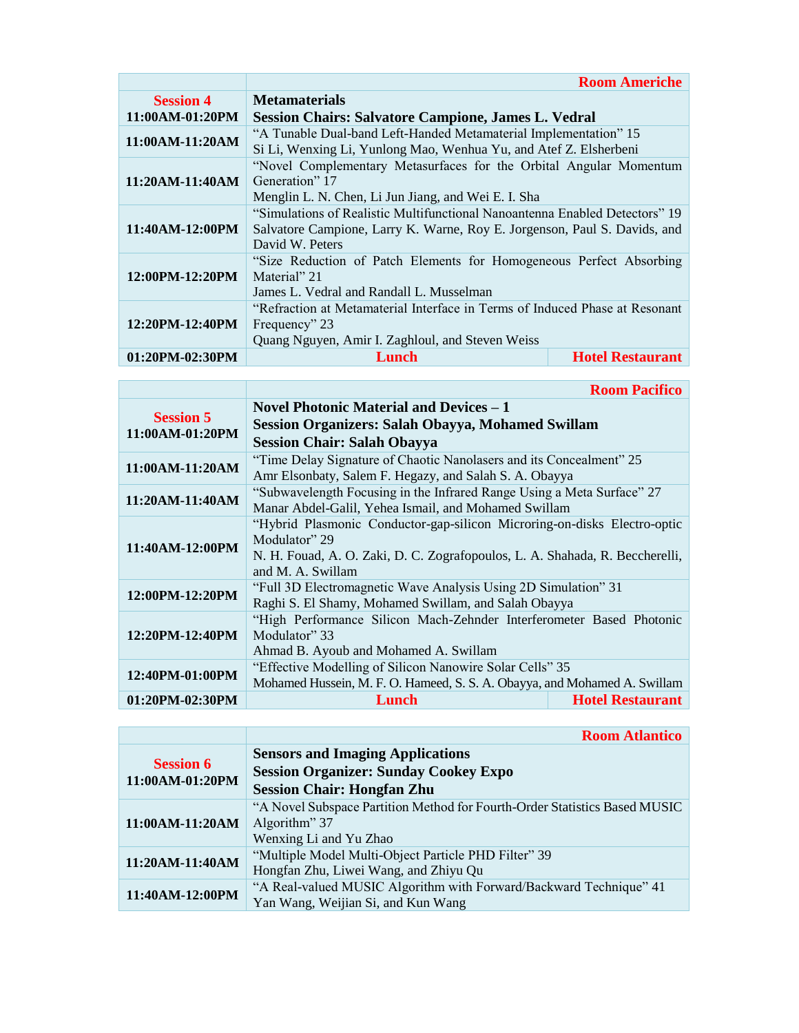| | | |
|---|---|---|
| | | **Room Americhe** |
| **Session 4** **11:00AM-01:20PM** | **Metamaterials** **Session Chairs: Salvatore Campione, James L. Vedral** | |
| **11:00AM-11:20AM** | "A Tunable Dual-band Left-Handed Metamaterial Implementation" 15 Si Li, Wenxing Li, Yunlong Mao, Wenhua Yu, and Atef Z. Elsherbeni | |
| **11:20AM-11:40AM** | "Novel Complementary Metasurfaces for the Orbital Angular Momentum Generation" 17 Menglin L. N. Chen, Li Jun Jiang, and Wei E. I. Sha | |
| **11:40AM-12:00PM** | "Simulations of Realistic Multifunctional Nanoantenna Enabled Detectors" 19 Salvatore Campione, Larry K. Warne, Roy E. Jorgenson, Paul S. Davids, and David W. Peters | |
| **12:00PM-12:20PM** | "Size Reduction of Patch Elements for Homogeneous Perfect Absorbing Material" 21 James L. Vedral and Randall L. Musselman | |
| **12:20PM-12:40PM** | "Refraction at Metamaterial Interface in Terms of Induced Phase at Resonant Frequency" 23 Quang Nguyen, Amir I. Zaghloul, and Steven Weiss | |
| **01:20PM-02:30PM** | **Lunch** | **Hotel Restaurant** |

| | | |
|---|---|---|
| | | **Room Pacifico** |
| **Session 5** **11:00AM-01:20PM** | **Novel Photonic Material and Devices – 1** **Session Organizers: Salah Obayya, Mohamed Swillam** **Session Chair: Salah Obayya** | |
| **11:00AM-11:20AM** | "Time Delay Signature of Chaotic Nanolasers and its Concealment" 25 Amr Elsonbaty, Salem F. Hegazy, and Salah S. A. Obayya | |
| **11:20AM-11:40AM** | "Subwavelength Focusing in the Infrared Range Using a Meta Surface" 27 Manar Abdel-Galil, Yehea Ismail, and Mohamed Swillam | |
| **11:40AM-12:00PM** | "Hybrid Plasmonic Conductor-gap-silicon Microring-on-disks Electro-optic Modulator" 29 N. H. Fouad, A. O. Zaki, D. C. Zografopoulos, L. A. Shahada, R. Beccherelli, and M. A. Swillam | |
| **12:00PM-12:20PM** | "Full 3D Electromagnetic Wave Analysis Using 2D Simulation" 31 Raghi S. El Shamy, Mohamed Swillam, and Salah Obayya | |
| **12:20PM-12:40PM** | "High Performance Silicon Mach-Zehnder Interferometer Based Photonic Modulator" 33 Ahmad B. Ayoub and Mohamed A. Swillam | |
| **12:40PM-01:00PM** | "Effective Modelling of Silicon Nanowire Solar Cells" 35 Mohamed Hussein, M. F. O. Hameed, S. S. A. Obayya, and Mohamed A. Swillam | |
| **01:20PM-02:30PM** | **Lunch** | **Hotel Restaurant** |

| | |
|---|---|
| | **Room Atlantico** |
| **Session 6** **11:00AM-01:20PM** | **Sensors and Imaging Applications** **Session Organizer: Sunday Cookey Expo** **Session Chair: Hongfan Zhu** |
| **11:00AM-11:20AM** | "A Novel Subspace Partition Method for Fourth-Order Statistics Based MUSIC Algorithm" 37 Wenxing Li and Yu Zhao |
| **11:20AM-11:40AM** | "Multiple Model Multi-Object Particle PHD Filter" 39 Hongfan Zhu, Liwei Wang, and Zhiyu Qu |
| **11:40AM-12:00PM** | "A Real-valued MUSIC Algorithm with Forward/Backward Technique" 41 Yan Wang, Weijian Si, and Kun Wang |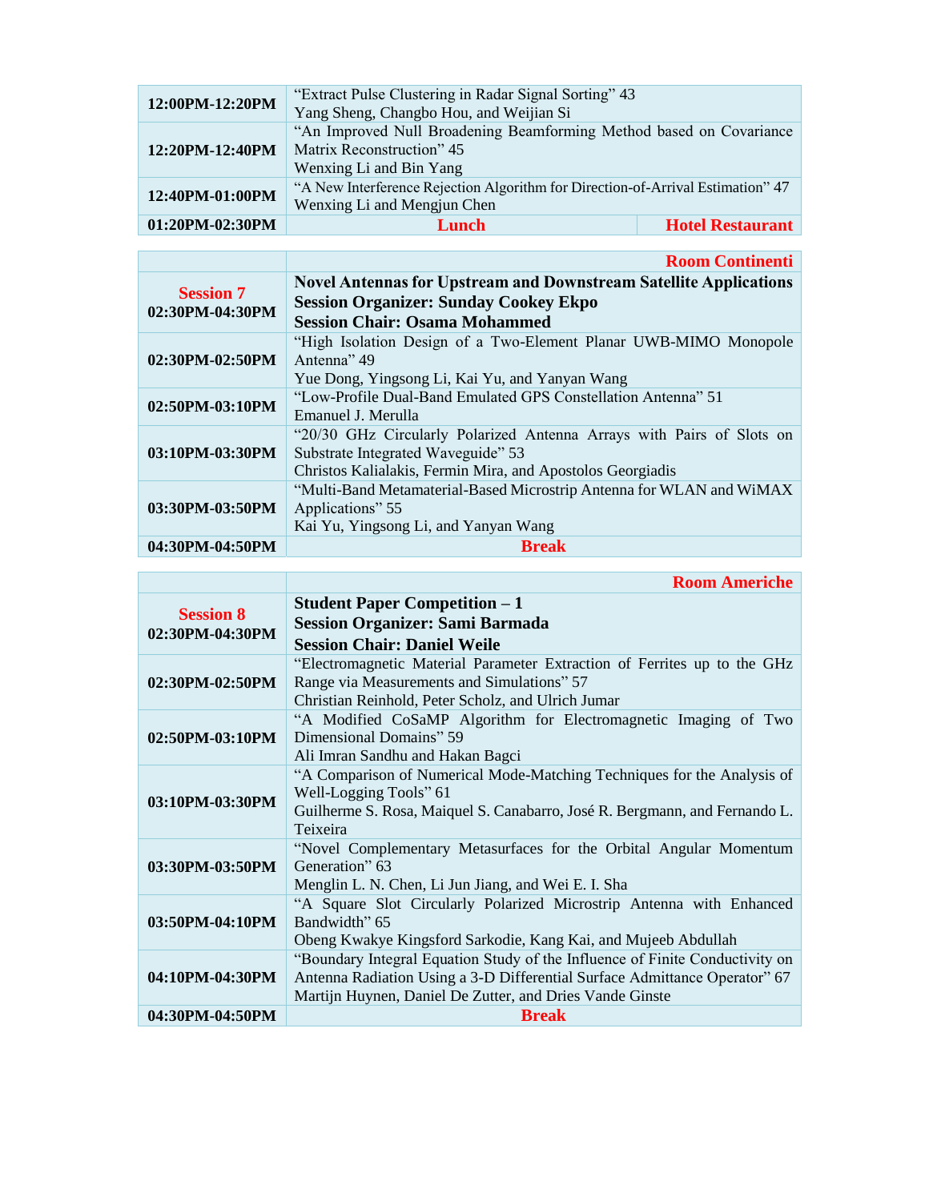| | | |
|---|---|---|
| **12:00PM-12:20PM** | "Extract Pulse Clustering in Radar Signal Sorting" 43<br>Yang Sheng, Changbo Hou, and Weijian Si | |
| **12:20PM-12:40PM** | "An Improved Null Broadening Beamforming Method based on Covariance Matrix Reconstruction" 45<br>Wenxing Li and Bin Yang | |
| **12:40PM-01:00PM** | "A New Interference Rejection Algorithm for Direction-of-Arrival Estimation" 47<br>Wenxing Li and Mengjun Chen | |
| **01:20PM-02:30PM** | **Lunch** | **Hotel Restaurant** |

| | |
|---|---|
| | **Room Continenti** |
| **Session 7**<br>**02:30PM-04:30PM** | **Novel Antennas for Upstream and Downstream Satellite Applications**<br>**Session Organizer: Sunday Cookey Ekpo**<br>**Session Chair: Osama Mohammed** |
| **02:30PM-02:50PM** | "High Isolation Design of a Two-Element Planar UWB-MIMO Monopole Antenna" 49<br>Yue Dong, Yingsong Li, Kai Yu, and Yanyan Wang |
| **02:50PM-03:10PM** | "Low-Profile Dual-Band Emulated GPS Constellation Antenna" 51<br>Emanuel J. Merulla |
| **03:10PM-03:30PM** | "20/30 GHz Circularly Polarized Antenna Arrays with Pairs of Slots on Substrate Integrated Waveguide" 53<br>Christos Kalialakis, Fermin Mira, and Apostolos Georgiadis |
| **03:30PM-03:50PM** | "Multi-Band Metamaterial-Based Microstrip Antenna for WLAN and WiMAX Applications" 55<br>Kai Yu, Yingsong Li, and Yanyan Wang |
| **04:30PM-04:50PM** | **Break** |

| | |
|---|---|
| | **Room Americhe** |
| **Session 8**<br>**02:30PM-04:30PM** | **Student Paper Competition – 1**<br>**Session Organizer: Sami Barmada**<br>**Session Chair: Daniel Weile** |
| **02:30PM-02:50PM** | "Electromagnetic Material Parameter Extraction of Ferrites up to the GHz Range via Measurements and Simulations" 57<br>Christian Reinhold, Peter Scholz, and Ulrich Jumar |
| **02:50PM-03:10PM** | "A Modified CoSaMP Algorithm for Electromagnetic Imaging of Two Dimensional Domains" 59<br>Ali Imran Sandhu and Hakan Bagci |
| **03:10PM-03:30PM** | "A Comparison of Numerical Mode-Matching Techniques for the Analysis of Well-Logging Tools" 61<br>Guilherme S. Rosa, Maiquel S. Canabarro, José R. Bergmann, and Fernando L. Teixeira |
| **03:30PM-03:50PM** | "Novel Complementary Metasurfaces for the Orbital Angular Momentum Generation" 63<br>Menglin L. N. Chen, Li Jun Jiang, and Wei E. I. Sha |
| **03:50PM-04:10PM** | "A Square Slot Circularly Polarized Microstrip Antenna with Enhanced Bandwidth" 65<br>Obeng Kwakye Kingsford Sarkodie, Kang Kai, and Mujeeb Abdullah |
| **04:10PM-04:30PM** | "Boundary Integral Equation Study of the Influence of Finite Conductivity on Antenna Radiation Using a 3-D Differential Surface Admittance Operator" 67<br>Martijn Huynen, Daniel De Zutter, and Dries Vande Ginste |
| **04:30PM-04:50PM** | **Break** |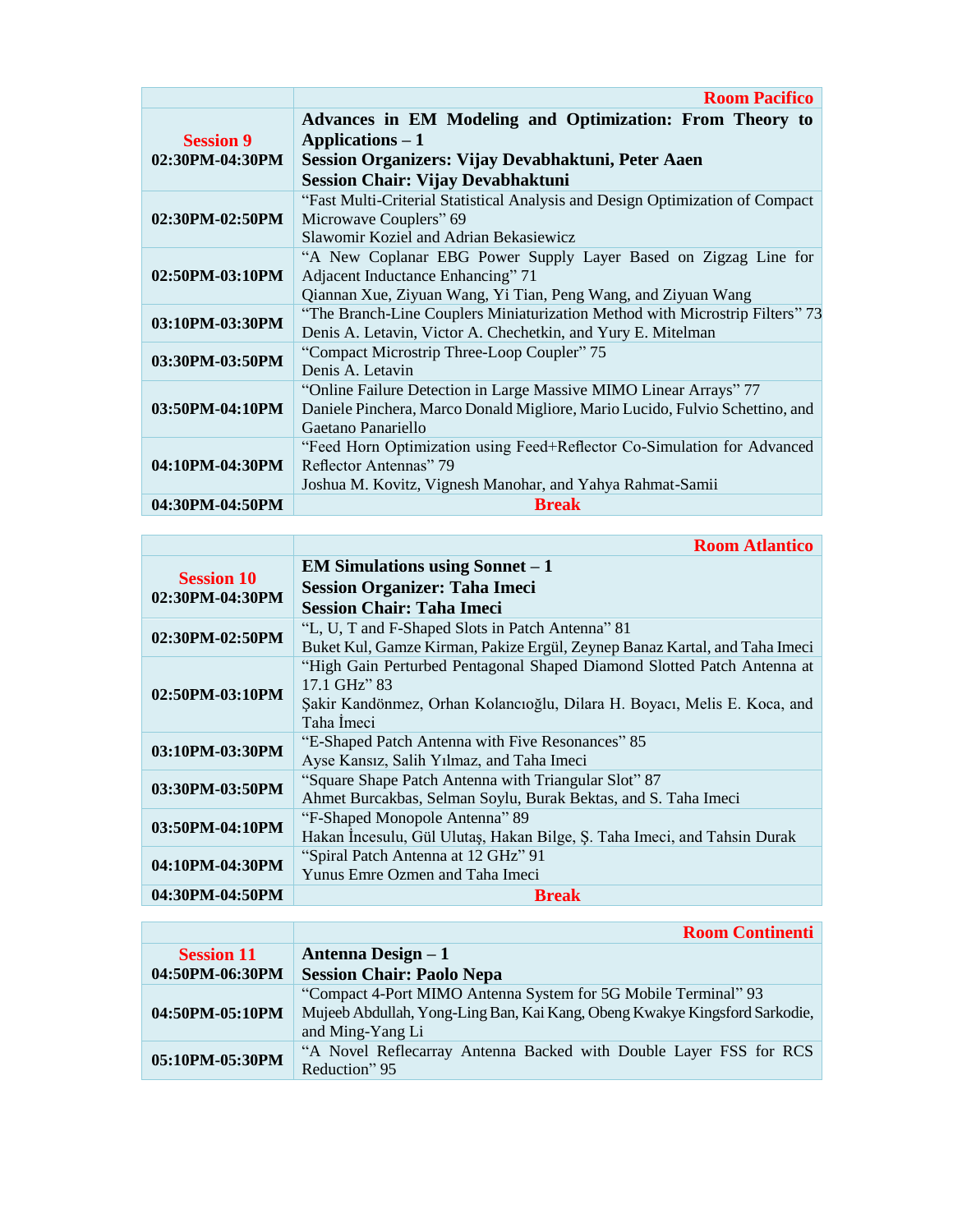| | Room Pacifico |
|---|---|
| **Session 9** 02:30PM-04:30PM | **Advances in EM Modeling and Optimization: From Theory to Applications – 1** **Session Organizers: Vijay Devabhaktuni, Peter Aaen** **Session Chair: Vijay Devabhaktuni** |
| **02:30PM-02:50PM** | "Fast Multi-Criterial Statistical Analysis and Design Optimization of Compact Microwave Couplers" 69 Slawomir Koziel and Adrian Bekasiewicz |
| **02:50PM-03:10PM** | "A New Coplanar EBG Power Supply Layer Based on Zigzag Line for Adjacent Inductance Enhancing" 71 Qiannan Xue, Ziyuan Wang, Yi Tian, Peng Wang, and Ziyuan Wang |
| **03:10PM-03:30PM** | "The Branch-Line Couplers Miniaturization Method with Microstrip Filters" 73 Denis A. Letavin, Victor A. Chechetkin, and Yury E. Mitelman |
| **03:30PM-03:50PM** | "Compact Microstrip Three-Loop Coupler" 75 Denis A. Letavin |
| **03:50PM-04:10PM** | "Online Failure Detection in Large Massive MIMO Linear Arrays" 77 Daniele Pinchera, Marco Donald Migliore, Mario Lucido, Fulvio Schettino, and Gaetano Panariello |
| **04:10PM-04:30PM** | "Feed Horn Optimization using Feed+Reflector Co-Simulation for Advanced Reflector Antennas" 79 Joshua M. Kovitz, Vignesh Manohar, and Yahya Rahmat-Samii |
| **04:30PM-04:50PM** | **Break** |

| | Room Atlantico |
|---|---|
| **Session 10** 02:30PM-04:30PM | **EM Simulations using Sonnet – 1** **Session Organizer: Taha Imeci** **Session Chair: Taha Imeci** |
| **02:30PM-02:50PM** | "L, U, T and F-Shaped Slots in Patch Antenna" 81 Buket Kul, Gamze Kirman, Pakize Ergül, Zeynep Banaz Kartal, and Taha Imeci |
| **02:50PM-03:10PM** | "High Gain Perturbed Pentagonal Shaped Diamond Slotted Patch Antenna at 17.1 GHz" 83 Şakir Kandönmez, Orhan Kolancıoğlu, Dilara H. Boyacı, Melis E. Koca, and Taha İmeci |
| **03:10PM-03:30PM** | "E-Shaped Patch Antenna with Five Resonances" 85 Ayse Kansız, Salih Yılmaz, and Taha Imeci |
| **03:30PM-03:50PM** | "Square Shape Patch Antenna with Triangular Slot" 87 Ahmet Burcakbas, Selman Soylu, Burak Bektas, and S. Taha Imeci |
| **03:50PM-04:10PM** | "F-Shaped Monopole Antenna" 89 Hakan İncesulu, Gül Ulutaş, Hakan Bilge, Ş. Taha Imeci, and Tahsin Durak |
| **04:10PM-04:30PM** | "Spiral Patch Antenna at 12 GHz" 91 Yunus Emre Ozmen and Taha Imeci |
| **04:30PM-04:50PM** | **Break** |

| | Room Continenti |
|---|---|
| **Session 11** 04:50PM-06:30PM | **Antenna Design – 1** **Session Chair: Paolo Nepa** |
| **04:50PM-05:10PM** | "Compact 4-Port MIMO Antenna System for 5G Mobile Terminal" 93 Mujeeb Abdullah, Yong-Ling Ban, Kai Kang, Obeng Kwakye Kingsford Sarkodie, and Ming-Yang Li |
| **05:10PM-05:30PM** | "A Novel Reflecarray Antenna Backed with Double Layer FSS for RCS Reduction" 95 |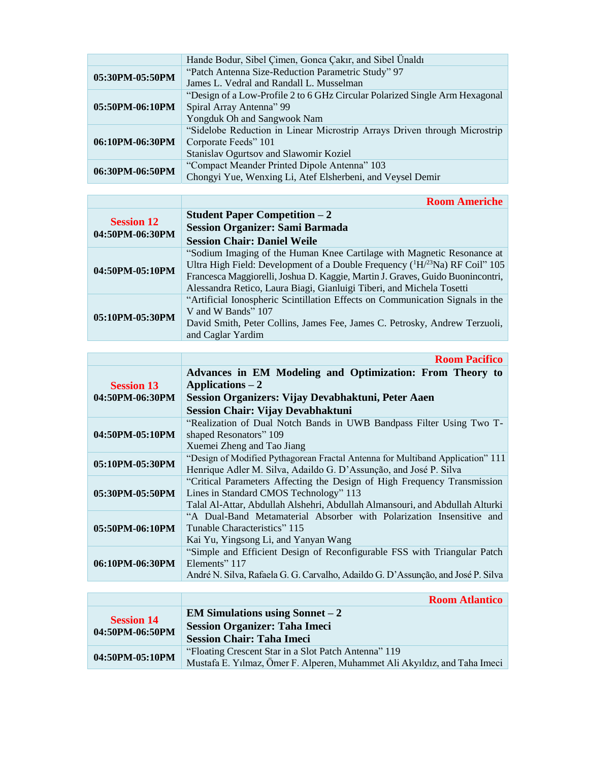| | |
|---|---|
| | Hande Bodur, Sibel Çimen, Gonca Çakır, and Sibel Ünaldı |
| **05:30PM-05:50PM** | "Patch Antenna Size-Reduction Parametric Study" 97<br>James L. Vedral and Randall L. Musselman |
| **05:50PM-06:10PM** | "Design of a Low-Profile 2 to 6 GHz Circular Polarized Single Arm Hexagonal Spiral Array Antenna" 99<br>Yongduk Oh and Sangwook Nam |
| **06:10PM-06:30PM** | "Sidelobe Reduction in Linear Microstrip Arrays Driven through Microstrip Corporate Feeds" 101<br>Stanislav Ogurtsov and Slawomir Koziel |
| **06:30PM-06:50PM** | "Compact Meander Printed Dipole Antenna" 103<br>Chongyi Yue, Wenxing Li, Atef Elsherbeni, and Veysel Demir |

| | |
|---|---|
| | **Room Americhe** |
| **Session 12**<br>**04:50PM-06:30PM** | **Student Paper Competition – 2**<br>**Session Organizer: Sami Barmada**<br>**Session Chair: Daniel Weile** |
| **04:50PM-05:10PM** | "Sodium Imaging of the Human Knee Cartilage with Magnetic Resonance at Ultra High Field: Development of a Double Frequency ($^{1}H/^{23}Na$) RF Coil" 105<br>Francesca Maggiorelli, Joshua D. Kaggie, Martin J. Graves, Guido Buonincontri, Alessandra Retico, Laura Biagi, Gianluigi Tiberi, and Michela Tosetti |
| **05:10PM-05:30PM** | "Artificial Ionospheric Scintillation Effects on Communication Signals in the V and W Bands" 107<br>David Smith, Peter Collins, James Fee, James C. Petrosky, Andrew Terzuoli, and Caglar Yardim |

| | |
|---|---|
| | **Room Pacifico** |
| **Session 13**<br>**04:50PM-06:30PM** | **Advances in EM Modeling and Optimization: From Theory to Applications – 2**<br>**Session Organizers: Vijay Devabhaktuni, Peter Aaen**<br>**Session Chair: Vijay Devabhaktuni** |
| **04:50PM-05:10PM** | "Realization of Dual Notch Bands in UWB Bandpass Filter Using Two T-shaped Resonators" 109<br>Xuemei Zheng and Tao Jiang |
| **05:10PM-05:30PM** | "Design of Modified Pythagorean Fractal Antenna for Multiband Application" 111<br>Henrique Adler M. Silva, Adaildo G. D'Assunção, and José P. Silva |
| **05:30PM-05:50PM** | "Critical Parameters Affecting the Design of High Frequency Transmission Lines in Standard CMOS Technology" 113<br>Talal Al-Attar, Abdullah Alshehri, Abdullah Almansouri, and Abdullah Alturki |
| **05:50PM-06:10PM** | "A Dual-Band Metamaterial Absorber with Polarization Insensitive and Tunable Characteristics" 115<br>Kai Yu, Yingsong Li, and Yanyan Wang |
| **06:10PM-06:30PM** | "Simple and Efficient Design of Reconfigurable FSS with Triangular Patch Elements" 117<br>André N. Silva, Rafaela G. G. Carvalho, Adaildo G. D'Assunção, and José P. Silva |

| | |
|---|---|
| | **Room Atlantico** |
| **Session 14**<br>**04:50PM-06:50PM** | **EM Simulations using Sonnet – 2**<br>**Session Organizer: Taha Imeci**<br>**Session Chair: Taha Imeci** |
| **04:50PM-05:10PM** | "Floating Crescent Star in a Slot Patch Antenna" 119<br>Mustafa E. Yılmaz, Ömer F. Alperen, Muhammet Ali Akyıldız, and Taha Imeci |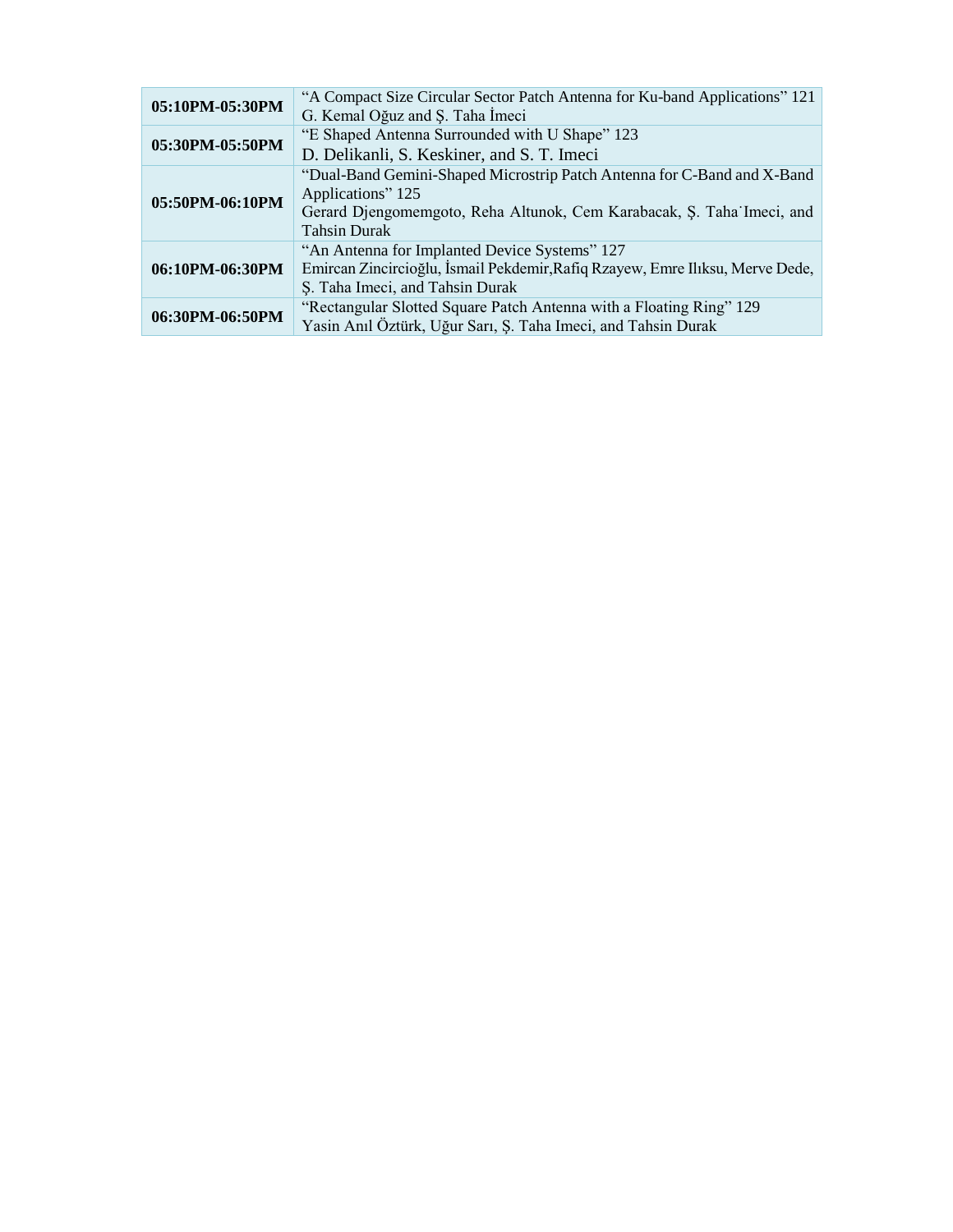| | |
|---|---|
| **05:10PM-05:30PM** | "A Compact Size Circular Sector Patch Antenna for Ku-band Applications" 121<br>G. Kemal Oğuz and Ş. Taha İmeci |
| **05:30PM-05:50PM** | "E Shaped Antenna Surrounded with U Shape" 123<br>D. Delikanli, S. Keskiner, and S. T. Imeci |
| **05:50PM-06:10PM** | "Dual-Band Gemini-Shaped Microstrip Patch Antenna for C-Band and X-Band Applications" 125<br>Gerard Djengomemgoto, Reha Altunok, Cem Karabacak, Ş. Taha ̇Imeci, and Tahsin Durak |
| **06:10PM-06:30PM** | "An Antenna for Implanted Device Systems" 127<br>Emircan Zincircioğlu, İsmail Pekdemir,Rafiq Rzayew, Emre Ilıksu, Merve Dede, Ş. Taha Imeci, and Tahsin Durak |
| **06:30PM-06:50PM** | "Rectangular Slotted Square Patch Antenna with a Floating Ring" 129<br>Yasin Anıl Öztürk, Uğur Sarı, Ş. Taha Imeci, and Tahsin Durak |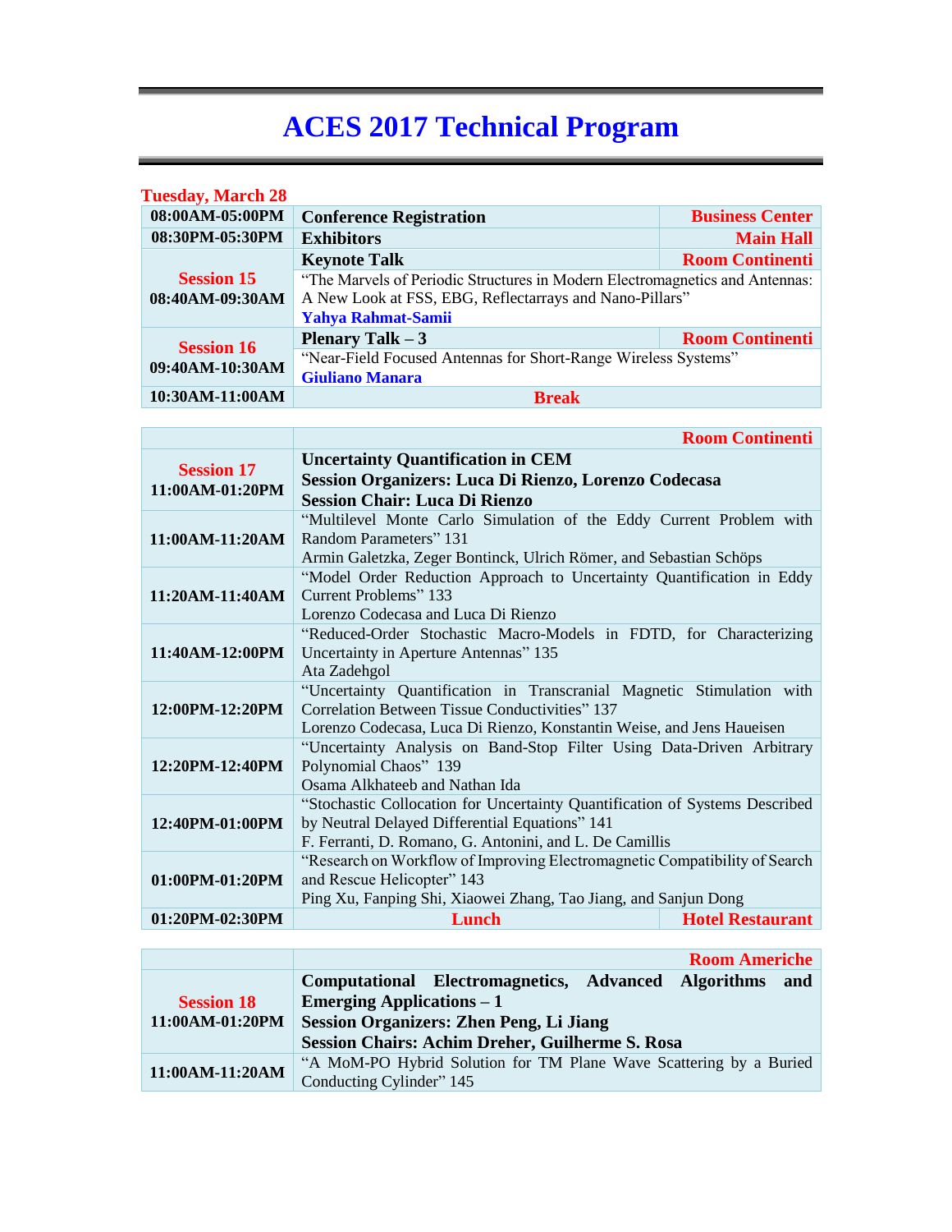# ACES 2017 Technical Program

**Tuesday, March 28**

| | | |
|---|---|---|
| **08:00AM-05:00PM** | **Conference Registration** | **Business Center** |
| **08:30PM-05:30PM** | **Exhibitors** | **Main Hall** |
| **Session 15**<br>**08:40AM-09:30AM** | **Keynote Talk**<br>"The Marvels of Periodic Structures in Modern Electromagnetics and Antennas: A New Look at FSS, EBG, Reflectarrays and Nano-Pillars"<br>**Yahya Rahmat-Samii** | **Room Continenti** |
| **Session 16**<br>**09:40AM-10:30AM** | **Plenary Talk – 3**<br>"Near-Field Focused Antennas for Short-Range Wireless Systems"<br>**Giuliano Manara** | **Room Continenti** |
| **10:30AM-11:00AM** | **Break** | |

| | |
|---|---|
| | **Room Continenti** |
| **Session 17**<br>**11:00AM-01:20PM** | **Uncertainty Quantification in CEM**<br>**Session Organizers: Luca Di Rienzo, Lorenzo Codecasa**<br>**Session Chair: Luca Di Rienzo** |
| **11:00AM-11:20AM** | "Multilevel Monte Carlo Simulation of the Eddy Current Problem with Random Parameters" 131<br>Armin Galetzka, Zeger Bontinck, Ulrich Römer, and Sebastian Schöps |
| **11:20AM-11:40AM** | "Model Order Reduction Approach to Uncertainty Quantification in Eddy Current Problems" 133<br>Lorenzo Codecasa and Luca Di Rienzo |
| **11:40AM-12:00PM** | "Reduced-Order Stochastic Macro-Models in FDTD, for Characterizing Uncertainty in Aperture Antennas" 135<br>Ata Zadehgol |
| **12:00PM-12:20PM** | "Uncertainty Quantification in Transcranial Magnetic Stimulation with Correlation Between Tissue Conductivities" 137<br>Lorenzo Codecasa, Luca Di Rienzo, Konstantin Weise, and Jens Haueisen |
| **12:20PM-12:40PM** | "Uncertainty Analysis on Band-Stop Filter Using Data-Driven Arbitrary Polynomial Chaos" 139<br>Osama Alkhateeb and Nathan Ida |
| **12:40PM-01:00PM** | "Stochastic Collocation for Uncertainty Quantification of Systems Described by Neutral Delayed Differential Equations" 141<br>F. Ferranti, D. Romano, G. Antonini, and L. De Camillis |
| **01:00PM-01:20PM** | "Research on Workflow of Improving Electromagnetic Compatibility of Search and Rescue Helicopter" 143<br>Ping Xu, Fanping Shi, Xiaowei Zhang, Tao Jiang, and Sanjun Dong |
| **01:20PM-02:30PM** | **Lunch** — **Hotel Restaurant** |

| | |
|---|---|
| | **Room Americhe** |
| **Session 18**<br>**11:00AM-01:20PM** | **Computational Electromagnetics, Advanced Algorithms and Emerging Applications – 1**<br>**Session Organizers: Zhen Peng, Li Jiang**<br>**Session Chairs: Achim Dreher, Guilherme S. Rosa** |
| **11:00AM-11:20AM** | "A MoM-PO Hybrid Solution for TM Plane Wave Scattering by a Buried Conducting Cylinder" 145 |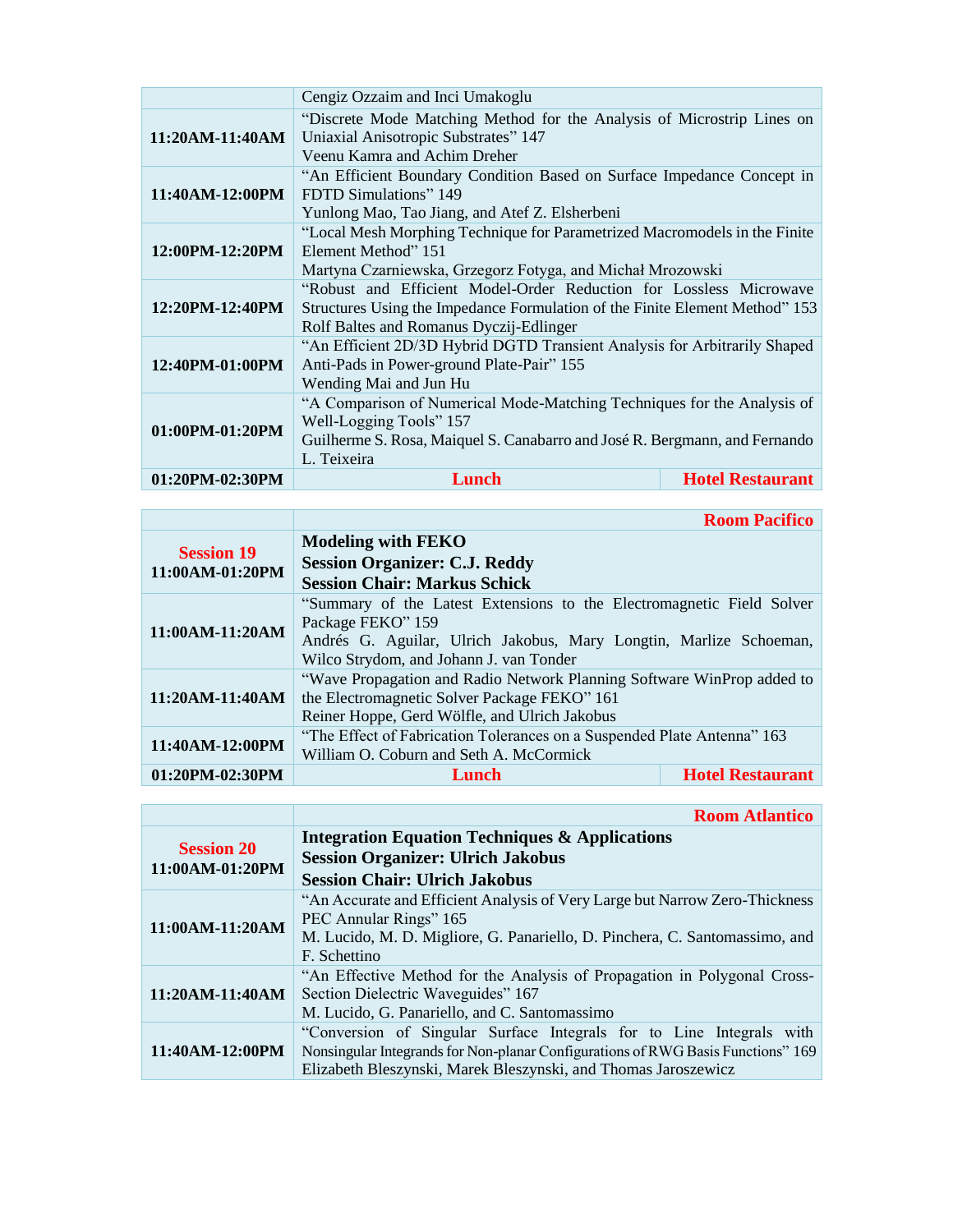| | | |
|---|---|---|
| | Cengiz Ozzaim and Inci Umakoglu | |
| **11:20AM-11:40AM** | "Discrete Mode Matching Method for the Analysis of Microstrip Lines on Uniaxial Anisotropic Substrates" 147<br>Veenu Kamra and Achim Dreher | |
| **11:40AM-12:00PM** | "An Efficient Boundary Condition Based on Surface Impedance Concept in FDTD Simulations" 149<br>Yunlong Mao, Tao Jiang, and Atef Z. Elsherbeni | |
| **12:00PM-12:20PM** | "Local Mesh Morphing Technique for Parametrized Macromodels in the Finite Element Method" 151<br>Martyna Czarniewska, Grzegorz Fotyga, and Michał Mrozowski | |
| **12:20PM-12:40PM** | "Robust and Efficient Model-Order Reduction for Lossless Microwave Structures Using the Impedance Formulation of the Finite Element Method" 153<br>Rolf Baltes and Romanus Dyczij-Edlinger | |
| **12:40PM-01:00PM** | "An Efficient 2D/3D Hybrid DGTD Transient Analysis for Arbitrarily Shaped Anti-Pads in Power-ground Plate-Pair" 155<br>Wending Mai and Jun Hu | |
| **01:00PM-01:20PM** | "A Comparison of Numerical Mode-Matching Techniques for the Analysis of Well-Logging Tools" 157<br>Guilherme S. Rosa, Maiquel S. Canabarro and José R. Bergmann, and Fernando L. Teixeira | |
| **01:20PM-02:30PM** | **Lunch** | **Hotel Restaurant** |

| | | |
|---|---|---|
| | | **Room Pacifico** |
| **Session 19**<br>**11:00AM-01:20PM** | **Modeling with FEKO**<br>**Session Organizer: C.J. Reddy**<br>**Session Chair: Markus Schick** | |
| **11:00AM-11:20AM** | "Summary of the Latest Extensions to the Electromagnetic Field Solver Package FEKO" 159<br>Andrés G. Aguilar, Ulrich Jakobus, Mary Longtin, Marlize Schoeman, Wilco Strydom, and Johann J. van Tonder | |
| **11:20AM-11:40AM** | "Wave Propagation and Radio Network Planning Software WinProp added to the Electromagnetic Solver Package FEKO" 161<br>Reiner Hoppe, Gerd Wölfle, and Ulrich Jakobus | |
| **11:40AM-12:00PM** | "The Effect of Fabrication Tolerances on a Suspended Plate Antenna" 163<br>William O. Coburn and Seth A. McCormick | |
| **01:20PM-02:30PM** | **Lunch** | **Hotel Restaurant** |

| | |
|---|---|
| | **Room Atlantico** |
| **Session 20**<br>**11:00AM-01:20PM** | **Integration Equation Techniques & Applications**<br>**Session Organizer: Ulrich Jakobus**<br>**Session Chair: Ulrich Jakobus** |
| **11:00AM-11:20AM** | "An Accurate and Efficient Analysis of Very Large but Narrow Zero-Thickness PEC Annular Rings" 165<br>M. Lucido, M. D. Migliore, G. Panariello, D. Pinchera, C. Santomassimo, and F. Schettino |
| **11:20AM-11:40AM** | "An Effective Method for the Analysis of Propagation in Polygonal Cross-Section Dielectric Waveguides" 167<br>M. Lucido, G. Panariello, and C. Santomassimo |
| **11:40AM-12:00PM** | "Conversion of Singular Surface Integrals for to Line Integrals with Nonsingular Integrands for Non-planar Configurations of RWG Basis Functions" 169<br>Elizabeth Bleszynski, Marek Bleszynski, and Thomas Jaroszewicz |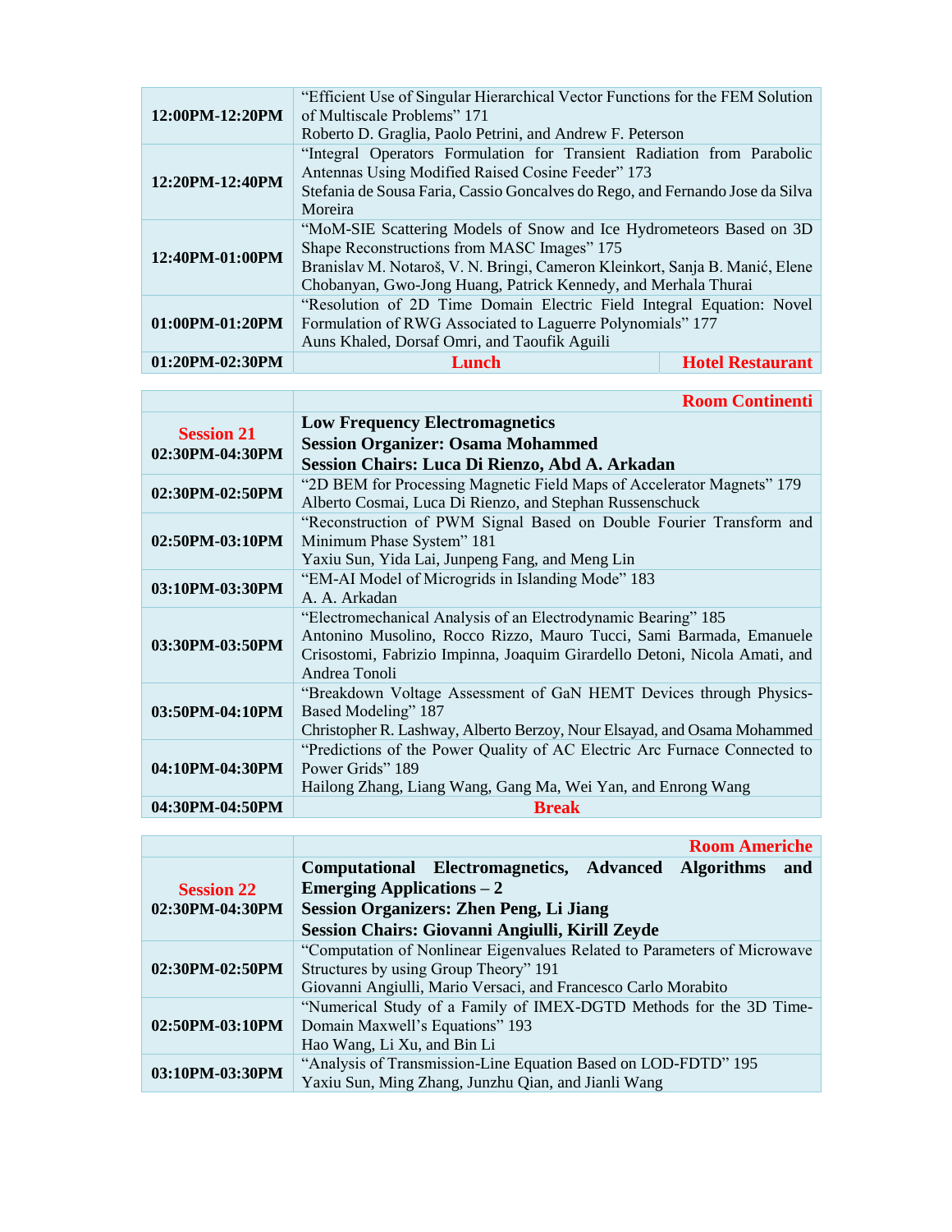| | | |
|---|---|---|
| **12:00PM-12:20PM** | "Efficient Use of Singular Hierarchical Vector Functions for the FEM Solution of Multiscale Problems" 171<br>Roberto D. Graglia, Paolo Petrini, and Andrew F. Peterson | |
| **12:20PM-12:40PM** | "Integral Operators Formulation for Transient Radiation from Parabolic Antennas Using Modified Raised Cosine Feeder" 173<br>Stefania de Sousa Faria, Cassio Goncalves do Rego, and Fernando Jose da Silva Moreira | |
| **12:40PM-01:00PM** | "MoM-SIE Scattering Models of Snow and Ice Hydrometeors Based on 3D Shape Reconstructions from MASC Images" 175<br>Branislav M. Notaroš, V. N. Bringi, Cameron Kleinkort, Sanja B. Manić, Elene Chobanyan, Gwo-Jong Huang, Patrick Kennedy, and Merhala Thurai | |
| **01:00PM-01:20PM** | "Resolution of 2D Time Domain Electric Field Integral Equation: Novel Formulation of RWG Associated to Laguerre Polynomials" 177<br>Auns Khaled, Dorsaf Omri, and Taoufik Aguili | |
| **01:20PM-02:30PM** | **Lunch** | **Hotel Restaurant** |

| | |
|---|---|
| | **Room Continenti** |
| **Session 21**<br>**02:30PM-04:30PM** | **Low Frequency Electromagnetics**<br>**Session Organizer: Osama Mohammed**<br>**Session Chairs: Luca Di Rienzo, Abd A. Arkadan** |
| **02:30PM-02:50PM** | "2D BEM for Processing Magnetic Field Maps of Accelerator Magnets" 179<br>Alberto Cosmai, Luca Di Rienzo, and Stephan Russenschuck |
| **02:50PM-03:10PM** | "Reconstruction of PWM Signal Based on Double Fourier Transform and Minimum Phase System" 181<br>Yaxiu Sun, Yida Lai, Junpeng Fang, and Meng Lin |
| **03:10PM-03:30PM** | "EM-AI Model of Microgrids in Islanding Mode" 183<br>A. A. Arkadan |
| **03:30PM-03:50PM** | "Electromechanical Analysis of an Electrodynamic Bearing" 185<br>Antonino Musolino, Rocco Rizzo, Mauro Tucci, Sami Barmada, Emanuele Crisostomi, Fabrizio Impinna, Joaquim Girardello Detoni, Nicola Amati, and Andrea Tonoli |
| **03:50PM-04:10PM** | "Breakdown Voltage Assessment of GaN HEMT Devices through Physics-Based Modeling" 187<br>Christopher R. Lashway, Alberto Berzoy, Nour Elsayad, and Osama Mohammed |
| **04:10PM-04:30PM** | "Predictions of the Power Quality of AC Electric Arc Furnace Connected to Power Grids" 189<br>Hailong Zhang, Liang Wang, Gang Ma, Wei Yan, and Enrong Wang |
| **04:30PM-04:50PM** | **Break** |

| | |
|---|---|
| | **Room Americhe** |
| **Session 22**<br>**02:30PM-04:30PM** | **Computational Electromagnetics, Advanced Algorithms and Emerging Applications – 2**<br>**Session Organizers: Zhen Peng, Li Jiang**<br>**Session Chairs: Giovanni Angiulli, Kirill Zeyde** |
| **02:30PM-02:50PM** | "Computation of Nonlinear Eigenvalues Related to Parameters of Microwave Structures by using Group Theory" 191<br>Giovanni Angiulli, Mario Versaci, and Francesco Carlo Morabito |
| **02:50PM-03:10PM** | "Numerical Study of a Family of IMEX-DGTD Methods for the 3D Time-Domain Maxwell's Equations" 193<br>Hao Wang, Li Xu, and Bin Li |
| **03:10PM-03:30PM** | "Analysis of Transmission-Line Equation Based on LOD-FDTD" 195<br>Yaxiu Sun, Ming Zhang, Junzhu Qian, and Jianli Wang |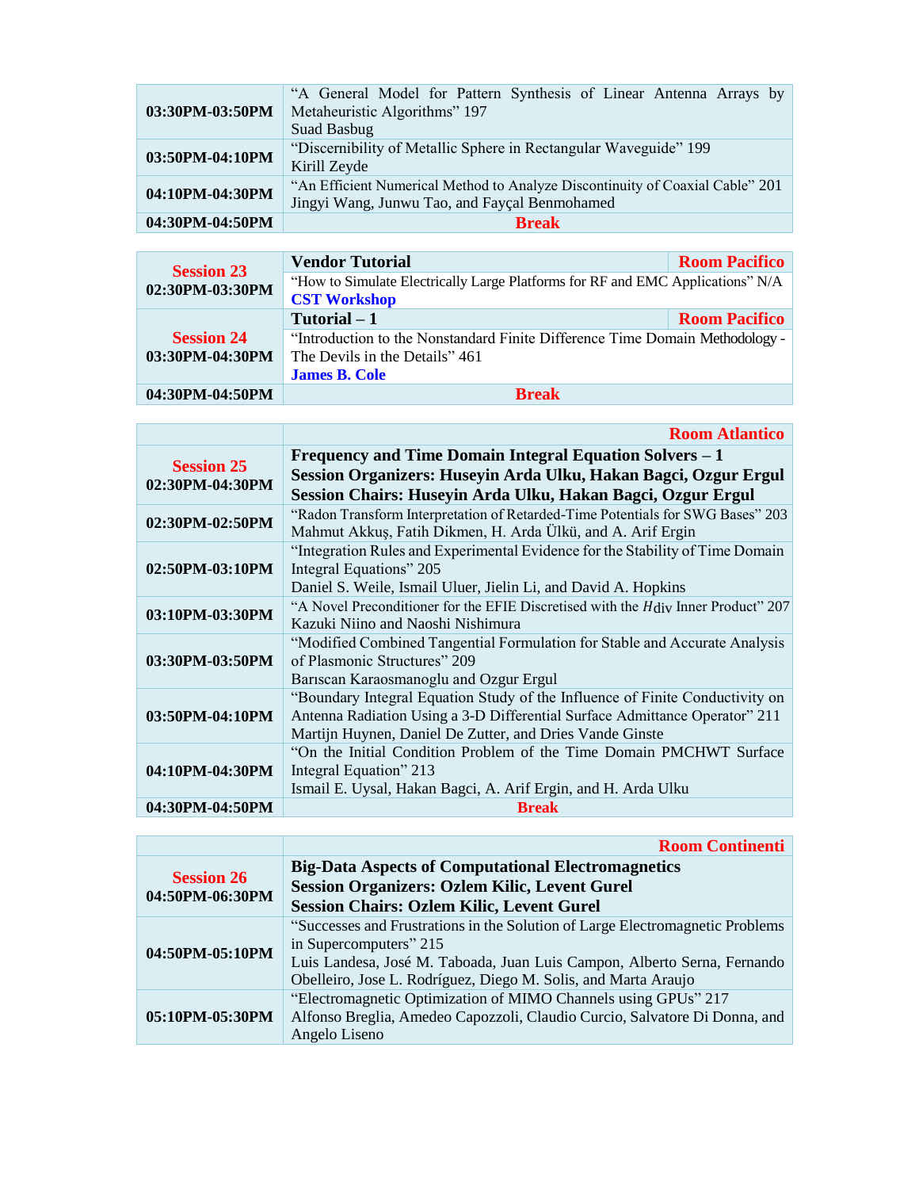| | |
|---|---|
| **03:30PM-03:50PM** | "A General Model for Pattern Synthesis of Linear Antenna Arrays by Metaheuristic Algorithms" 197<br>Suad Basbug |
| **03:50PM-04:10PM** | "Discernibility of Metallic Sphere in Rectangular Waveguide" 199<br>Kirill Zeyde |
| **04:10PM-04:30PM** | "An Efficient Numerical Method to Analyze Discontinuity of Coaxial Cable" 201<br>Jingyi Wang, Junwu Tao, and Fayçal Benmohamed |
| **04:30PM-04:50PM** | **Break** |

| | | |
|---|---|---|
| **Session 23**<br>**02:30PM-03:30PM** | **Vendor Tutorial** | **Room Pacifico** |
| | "How to Simulate Electrically Large Platforms for RF and EMC Applications" N/A<br>**CST Workshop** | |
| **Session 24**<br>**03:30PM-04:30PM** | **Tutorial – 1** | **Room Pacifico** |
| | "Introduction to the Nonstandard Finite Difference Time Domain Methodology - The Devils in the Details" 461<br>**James B. Cole** | |
| **04:30PM-04:50PM** | **Break** | |

| | |
|---|---|
| | **Room Atlantico** |
| **Session 25**<br>**02:30PM-04:30PM** | **Frequency and Time Domain Integral Equation Solvers – 1**<br>**Session Organizers: Huseyin Arda Ulku, Hakan Bagci, Ozgur Ergul**<br>**Session Chairs: Huseyin Arda Ulku, Hakan Bagci, Ozgur Ergul** |
| **02:30PM-02:50PM** | "Radon Transform Interpretation of Retarded-Time Potentials for SWG Bases" 203<br>Mahmut Akkuş, Fatih Dikmen, H. Arda Ülkü, and A. Arif Ergin |
| **02:50PM-03:10PM** | "Integration Rules and Experimental Evidence for the Stability of Time Domain Integral Equations" 205<br>Daniel S. Weile, Ismail Uluer, Jielin Li, and David A. Hopkins |
| **03:10PM-03:30PM** | "A Novel Preconditioner for the EFIE Discretised with the $H_{\text{div}}$ Inner Product" 207<br>Kazuki Niino and Naoshi Nishimura |
| **03:30PM-03:50PM** | "Modified Combined Tangential Formulation for Stable and Accurate Analysis of Plasmonic Structures" 209<br>Barıscan Karaosmanoglu and Ozgur Ergul |
| **03:50PM-04:10PM** | "Boundary Integral Equation Study of the Influence of Finite Conductivity on Antenna Radiation Using a 3-D Differential Surface Admittance Operator" 211<br>Martijn Huynen, Daniel De Zutter, and Dries Vande Ginste |
| **04:10PM-04:30PM** | "On the Initial Condition Problem of the Time Domain PMCHWT Surface Integral Equation" 213<br>Ismail E. Uysal, Hakan Bagci, A. Arif Ergin, and H. Arda Ulku |
| **04:30PM-04:50PM** | **Break** |

| | |
|---|---|
| | **Room Continenti** |
| **Session 26**<br>**04:50PM-06:30PM** | **Big-Data Aspects of Computational Electromagnetics**<br>**Session Organizers: Ozlem Kilic, Levent Gurel**<br>**Session Chairs: Ozlem Kilic, Levent Gurel** |
| **04:50PM-05:10PM** | "Successes and Frustrations in the Solution of Large Electromagnetic Problems in Supercomputers" 215<br>Luis Landesa, José M. Taboada, Juan Luis Campon, Alberto Serna, Fernando Obelleiro, Jose L. Rodríguez, Diego M. Solis, and Marta Araujo |
| **05:10PM-05:30PM** | "Electromagnetic Optimization of MIMO Channels using GPUs" 217<br>Alfonso Breglia, Amedeo Capozzoli, Claudio Curcio, Salvatore Di Donna, and Angelo Liseno |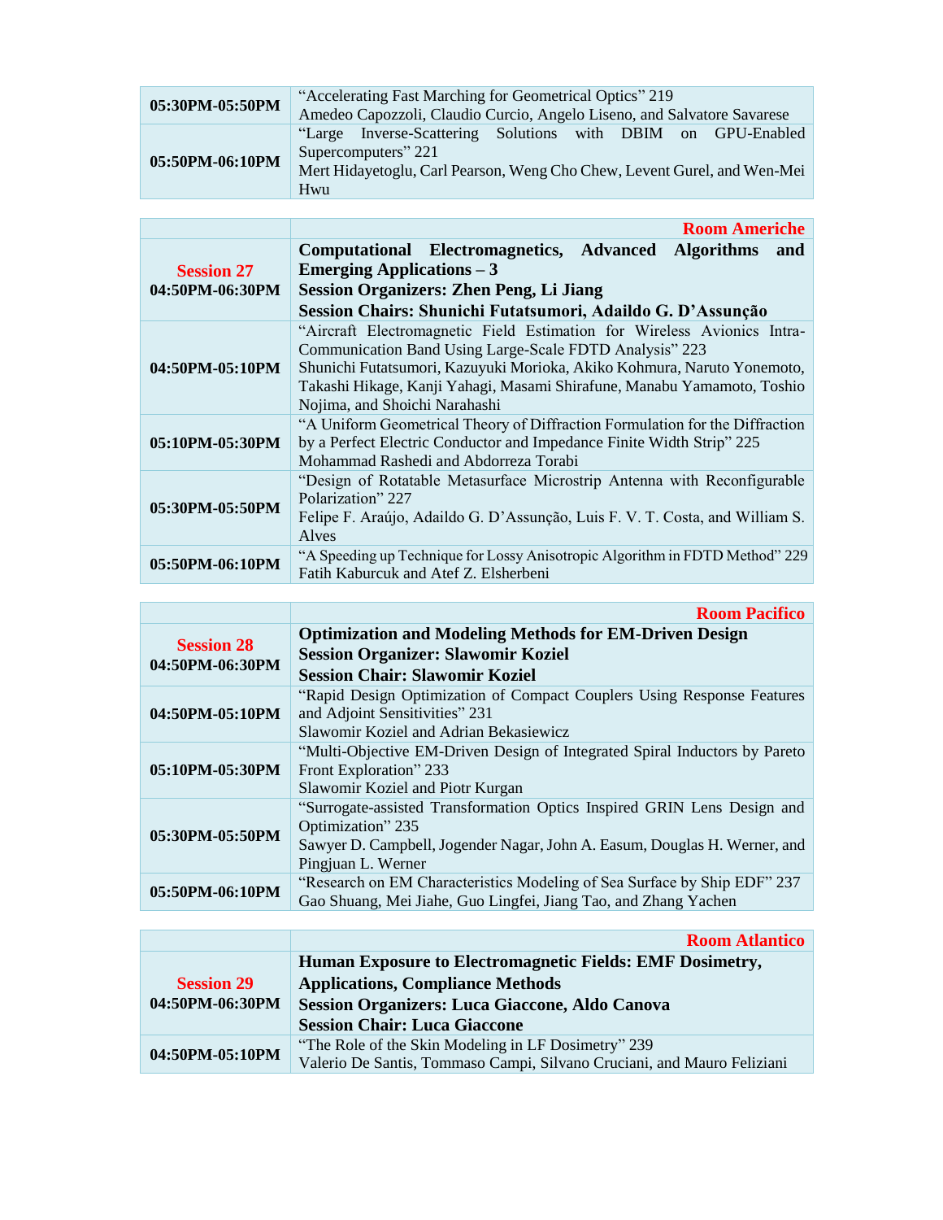| | |
|---|---|
| **05:30PM-05:50PM** | "Accelerating Fast Marching for Geometrical Optics" 219<br>Amedeo Capozzoli, Claudio Curcio, Angelo Liseno, and Salvatore Savarese |
| **05:50PM-06:10PM** | "Large Inverse-Scattering Solutions with DBIM on GPU-Enabled Supercomputers" 221<br>Mert Hidayetoglu, Carl Pearson, Weng Cho Chew, Levent Gurel, and Wen-Mei Hwu |

| | **Room Americhe** |
|---|---|
| **Session 27**<br>**04:50PM-06:30PM** | **Computational Electromagnetics, Advanced Algorithms and Emerging Applications – 3**<br>**Session Organizers: Zhen Peng, Li Jiang**<br>**Session Chairs: Shunichi Futatsumori, Adaildo G. D'Assunção** |
| **04:50PM-05:10PM** | "Aircraft Electromagnetic Field Estimation for Wireless Avionics Intra-Communication Band Using Large-Scale FDTD Analysis" 223<br>Shunichi Futatsumori, Kazuyuki Morioka, Akiko Kohmura, Naruto Yonemoto, Takashi Hikage, Kanji Yahagi, Masami Shirafune, Manabu Yamamoto, Toshio Nojima, and Shoichi Narahashi |
| **05:10PM-05:30PM** | "A Uniform Geometrical Theory of Diffraction Formulation for the Diffraction by a Perfect Electric Conductor and Impedance Finite Width Strip" 225<br>Mohammad Rashedi and Abdorreza Torabi |
| **05:30PM-05:50PM** | "Design of Rotatable Metasurface Microstrip Antenna with Reconfigurable Polarization" 227<br>Felipe F. Araújo, Adaildo G. D'Assunção, Luis F. V. T. Costa, and William S. Alves |
| **05:50PM-06:10PM** | "A Speeding up Technique for Lossy Anisotropic Algorithm in FDTD Method" 229<br>Fatih Kaburcuk and Atef Z. Elsherbeni |

| | **Room Pacifico** |
|---|---|
| **Session 28**<br>**04:50PM-06:30PM** | **Optimization and Modeling Methods for EM-Driven Design**<br>**Session Organizer: Slawomir Koziel**<br>**Session Chair: Slawomir Koziel** |
| **04:50PM-05:10PM** | "Rapid Design Optimization of Compact Couplers Using Response Features and Adjoint Sensitivities" 231<br>Slawomir Koziel and Adrian Bekasiewicz |
| **05:10PM-05:30PM** | "Multi-Objective EM-Driven Design of Integrated Spiral Inductors by Pareto Front Exploration" 233<br>Slawomir Koziel and Piotr Kurgan |
| **05:30PM-05:50PM** | "Surrogate-assisted Transformation Optics Inspired GRIN Lens Design and Optimization" 235<br>Sawyer D. Campbell, Jogender Nagar, John A. Easum, Douglas H. Werner, and Pingjuan L. Werner |
| **05:50PM-06:10PM** | "Research on EM Characteristics Modeling of Sea Surface by Ship EDF" 237<br>Gao Shuang, Mei Jiahe, Guo Lingfei, Jiang Tao, and Zhang Yachen |

| | **Room Atlantico** |
|---|---|
| **Session 29**<br>**04:50PM-06:30PM** | **Human Exposure to Electromagnetic Fields: EMF Dosimetry, Applications, Compliance Methods**<br>**Session Organizers: Luca Giaccone, Aldo Canova**<br>**Session Chair: Luca Giaccone** |
| **04:50PM-05:10PM** | "The Role of the Skin Modeling in LF Dosimetry" 239<br>Valerio De Santis, Tommaso Campi, Silvano Cruciani, and Mauro Feliziani |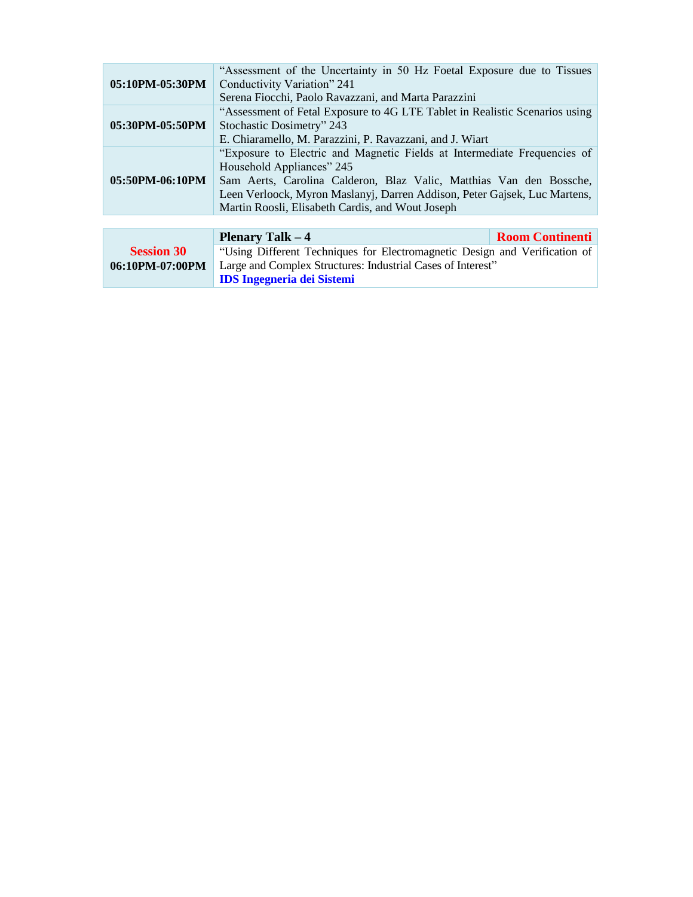| | |
|---|---|
| **05:10PM-05:30PM** | "Assessment of the Uncertainty in 50 Hz Foetal Exposure due to Tissues Conductivity Variation" 241<br>Serena Fiocchi, Paolo Ravazzani, and Marta Parazzini |
| **05:30PM-05:50PM** | "Assessment of Fetal Exposure to 4G LTE Tablet in Realistic Scenarios using Stochastic Dosimetry" 243<br>E. Chiaramello, M. Parazzini, P. Ravazzani, and J. Wiart |
| **05:50PM-06:10PM** | "Exposure to Electric and Magnetic Fields at Intermediate Frequencies of Household Appliances" 245<br>Sam Aerts, Carolina Calderon, Blaz Valic, Matthias Van den Bossche, Leen Verloock, Myron Maslanyj, Darren Addison, Peter Gajsek, Luc Martens, Martin Roosli, Elisabeth Cardis, and Wout Joseph |

| | | |
|---|---|---|
| **Session 30**<br>**06:10PM-07:00PM** | **Plenary Talk – 4** | **Room Continenti** |
| | "Using Different Techniques for Electromagnetic Design and Verification of Large and Complex Structures: Industrial Cases of Interest"<br>**IDS Ingegneria dei Sistemi** | |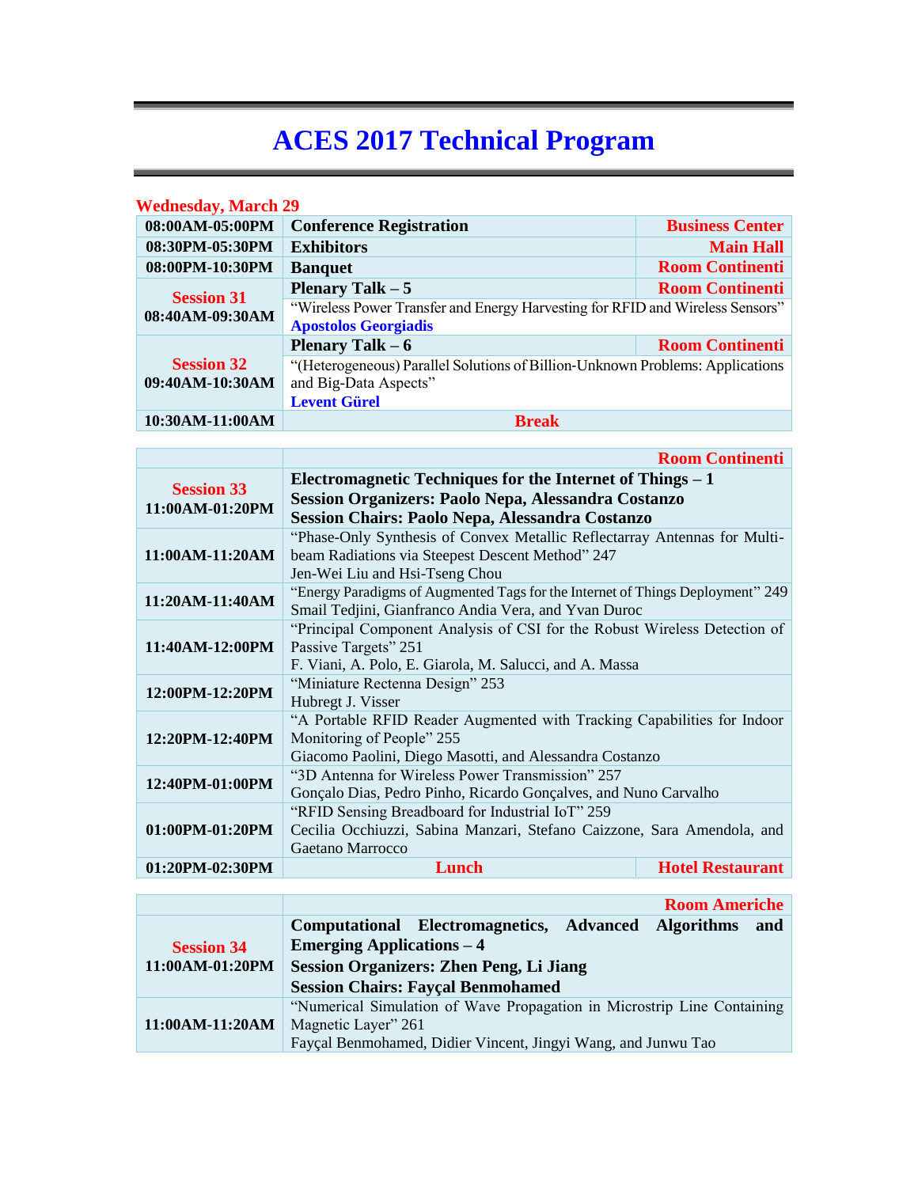# ACES 2017 Technical Program

**Wednesday, March 29**

| | | |
|---|---|---|
| **08:00AM-05:00PM** | **Conference Registration** | **Business Center** |
| **08:30PM-05:30PM** | **Exhibitors** | **Main Hall** |
| **08:00PM-10:30PM** | **Banquet** | **Room Continenti** |
| **Session 31** 08:40AM-09:30AM | **Plenary Talk – 5** | **Room Continenti** |
| | "Wireless Power Transfer and Energy Harvesting for RFID and Wireless Sensors" **Apostolos Georgiadis** | |
| **Session 32** 09:40AM-10:30AM | **Plenary Talk – 6** | **Room Continenti** |
| | "(Heterogeneous) Parallel Solutions of Billion-Unknown Problems: Applications and Big-Data Aspects" **Levent Gürel** | |
| **10:30AM-11:00AM** | **Break** | |

| | | |
|---|---|---|
| | | **Room Continenti** |
| **Session 33** 11:00AM-01:20PM | **Electromagnetic Techniques for the Internet of Things – 1** **Session Organizers: Paolo Nepa, Alessandra Costanzo** **Session Chairs: Paolo Nepa, Alessandra Costanzo** | |
| **11:00AM-11:20AM** | "Phase-Only Synthesis of Convex Metallic Reflectarray Antennas for Multi-beam Radiations via Steepest Descent Method" 247 Jen-Wei Liu and Hsi-Tseng Chou | |
| **11:20AM-11:40AM** | "Energy Paradigms of Augmented Tags for the Internet of Things Deployment" 249 Smail Tedjini, Gianfranco Andia Vera, and Yvan Duroc | |
| **11:40AM-12:00PM** | "Principal Component Analysis of CSI for the Robust Wireless Detection of Passive Targets" 251 F. Viani, A. Polo, E. Giarola, M. Salucci, and A. Massa | |
| **12:00PM-12:20PM** | "Miniature Rectenna Design" 253 Hubregt J. Visser | |
| **12:20PM-12:40PM** | "A Portable RFID Reader Augmented with Tracking Capabilities for Indoor Monitoring of People" 255 Giacomo Paolini, Diego Masotti, and Alessandra Costanzo | |
| **12:40PM-01:00PM** | "3D Antenna for Wireless Power Transmission" 257 Gonçalo Dias, Pedro Pinho, Ricardo Gonçalves, and Nuno Carvalho | |
| **01:00PM-01:20PM** | "RFID Sensing Breadboard for Industrial IoT" 259 Cecilia Occhiuzzi, Sabina Manzari, Stefano Caizzone, Sara Amendola, and Gaetano Marrocco | |
| **01:20PM-02:30PM** | **Lunch** | **Hotel Restaurant** |

| | |
|---|---|
| | **Room Americhe** |
| **Session 34** 11:00AM-01:20PM | **Computational Electromagnetics, Advanced Algorithms and Emerging Applications – 4** **Session Organizers: Zhen Peng, Li Jiang** **Session Chairs: Fayçal Benmohamed** |
| **11:00AM-11:20AM** | "Numerical Simulation of Wave Propagation in Microstrip Line Containing Magnetic Layer" 261 Fayçal Benmohamed, Didier Vincent, Jingyi Wang, and Junwu Tao |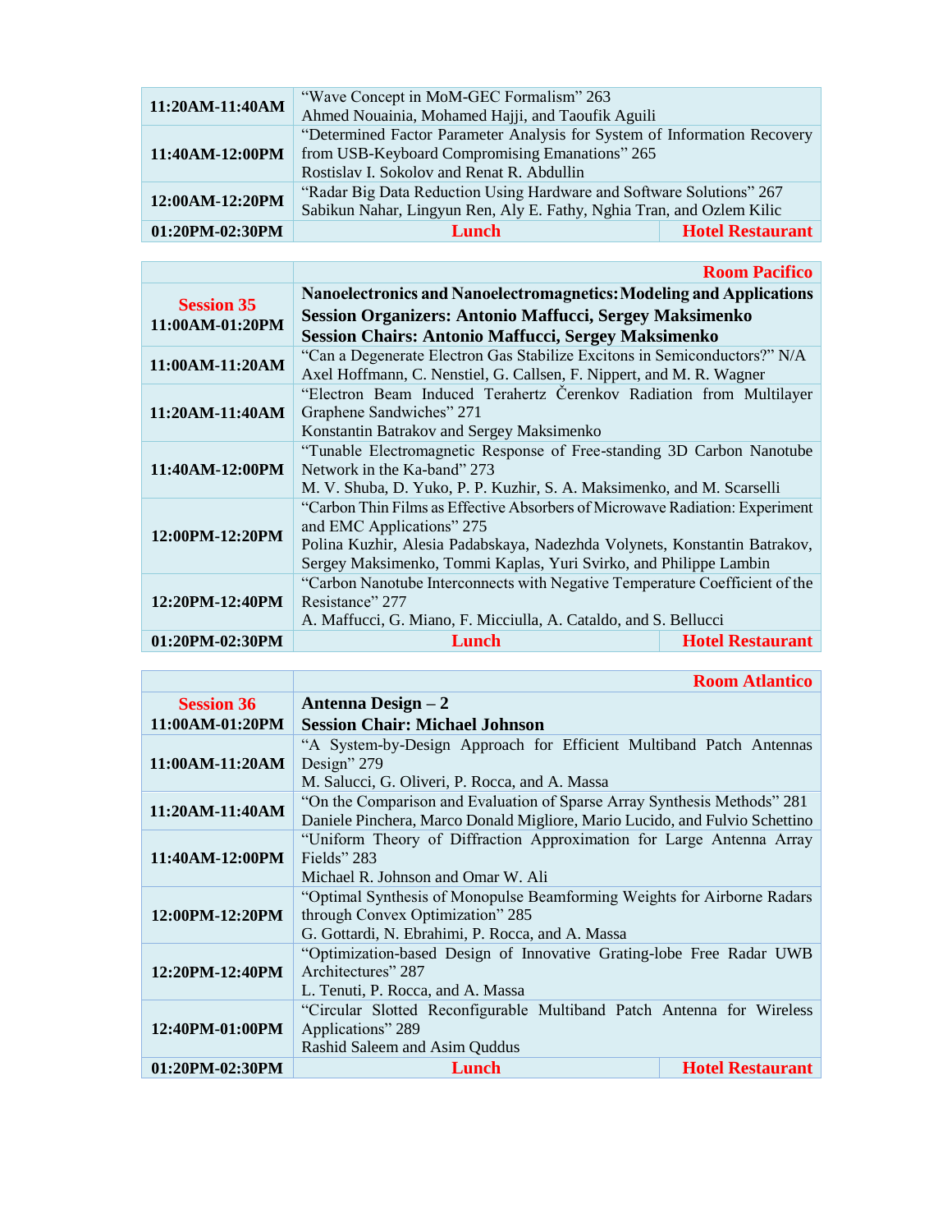| | | |
|---|---|---|
| **11:20AM-11:40AM** | "Wave Concept in MoM-GEC Formalism" 263<br>Ahmed Nouainia, Mohamed Hajji, and Taoufik Aguili | |
| **11:40AM-12:00PM** | "Determined Factor Parameter Analysis for System of Information Recovery from USB-Keyboard Compromising Emanations" 265<br>Rostislav I. Sokolov and Renat R. Abdullin | |
| **12:00AM-12:20PM** | "Radar Big Data Reduction Using Hardware and Software Solutions" 267<br>Sabikun Nahar, Lingyun Ren, Aly E. Fathy, Nghia Tran, and Ozlem Kilic | |
| **01:20PM-02:30PM** | **Lunch** | **Hotel Restaurant** |

| | | |
|---|---|---|
| | | **Room Pacifico** |
| **Session 35**<br>**11:00AM-01:20PM** | **Nanoelectronics and Nanoelectromagnetics: Modeling and Applications**<br>**Session Organizers: Antonio Maffucci, Sergey Maksimenko**<br>**Session Chairs: Antonio Maffucci, Sergey Maksimenko** | |
| **11:00AM-11:20AM** | "Can a Degenerate Electron Gas Stabilize Excitons in Semiconductors?" N/A<br>Axel Hoffmann, C. Nenstiel, G. Callsen, F. Nippert, and M. R. Wagner | |
| **11:20AM-11:40AM** | "Electron Beam Induced Terahertz Čerenkov Radiation from Multilayer Graphene Sandwiches" 271<br>Konstantin Batrakov and Sergey Maksimenko | |
| **11:40AM-12:00PM** | "Tunable Electromagnetic Response of Free-standing 3D Carbon Nanotube Network in the Ka-band" 273<br>M. V. Shuba, D. Yuko, P. P. Kuzhir, S. A. Maksimenko, and M. Scarselli | |
| **12:00PM-12:20PM** | "Carbon Thin Films as Effective Absorbers of Microwave Radiation: Experiment and EMC Applications" 275<br>Polina Kuzhir, Alesia Padabskaya, Nadezhda Volynets, Konstantin Batrakov, Sergey Maksimenko, Tommi Kaplas, Yuri Svirko, and Philippe Lambin | |
| **12:20PM-12:40PM** | "Carbon Nanotube Interconnects with Negative Temperature Coefficient of the Resistance" 277<br>A. Maffucci, G. Miano, F. Micciulla, A. Cataldo, and S. Bellucci | |
| **01:20PM-02:30PM** | **Lunch** | **Hotel Restaurant** |

| | | |
|---|---|---|
| | | **Room Atlantico** |
| **Session 36**<br>**11:00AM-01:20PM** | **Antenna Design – 2**<br>**Session Chair: Michael Johnson** | |
| **11:00AM-11:20AM** | "A System-by-Design Approach for Efficient Multiband Patch Antennas Design" 279<br>M. Salucci, G. Oliveri, P. Rocca, and A. Massa | |
| **11:20AM-11:40AM** | "On the Comparison and Evaluation of Sparse Array Synthesis Methods" 281<br>Daniele Pinchera, Marco Donald Migliore, Mario Lucido, and Fulvio Schettino | |
| **11:40AM-12:00PM** | "Uniform Theory of Diffraction Approximation for Large Antenna Array Fields" 283<br>Michael R. Johnson and Omar W. Ali | |
| **12:00PM-12:20PM** | "Optimal Synthesis of Monopulse Beamforming Weights for Airborne Radars through Convex Optimization" 285<br>G. Gottardi, N. Ebrahimi, P. Rocca, and A. Massa | |
| **12:20PM-12:40PM** | "Optimization-based Design of Innovative Grating-lobe Free Radar UWB Architectures" 287<br>L. Tenuti, P. Rocca, and A. Massa | |
| **12:40PM-01:00PM** | "Circular Slotted Reconfigurable Multiband Patch Antenna for Wireless Applications" 289<br>Rashid Saleem and Asim Quddus | |
| **01:20PM-02:30PM** | **Lunch** | **Hotel Restaurant** |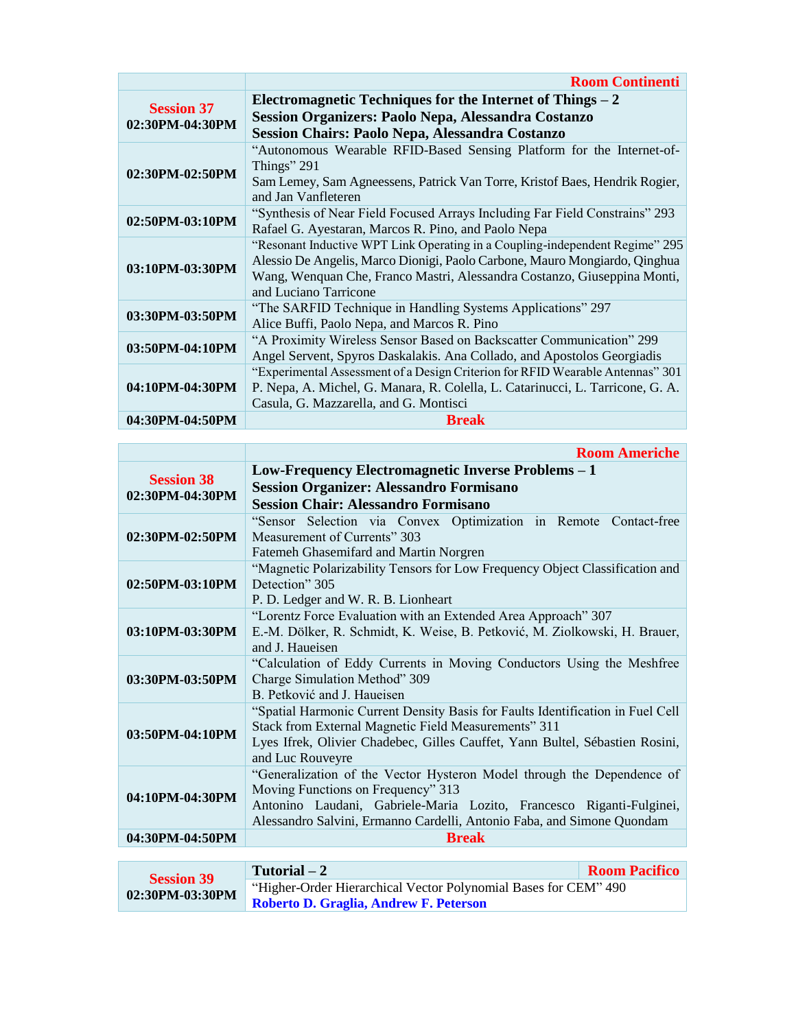| | |
|---|---|
| | **Room Continenti** |
| **Session 37**<br>**02:30PM-04:30PM** | **Electromagnetic Techniques for the Internet of Things – 2**<br>**Session Organizers: Paolo Nepa, Alessandra Costanzo**<br>**Session Chairs: Paolo Nepa, Alessandra Costanzo** |
| **02:30PM-02:50PM** | "Autonomous Wearable RFID-Based Sensing Platform for the Internet-of-Things" 291<br>Sam Lemey, Sam Agneessens, Patrick Van Torre, Kristof Baes, Hendrik Rogier, and Jan Vanfleteren |
| **02:50PM-03:10PM** | "Synthesis of Near Field Focused Arrays Including Far Field Constrains" 293<br>Rafael G. Ayestaran, Marcos R. Pino, and Paolo Nepa |
| **03:10PM-03:30PM** | "Resonant Inductive WPT Link Operating in a Coupling-independent Regime" 295<br>Alessio De Angelis, Marco Dionigi, Paolo Carbone, Mauro Mongiardo, Qinghua Wang, Wenquan Che, Franco Mastri, Alessandra Costanzo, Giuseppina Monti, and Luciano Tarricone |
| **03:30PM-03:50PM** | "The SARFID Technique in Handling Systems Applications" 297<br>Alice Buffi, Paolo Nepa, and Marcos R. Pino |
| **03:50PM-04:10PM** | "A Proximity Wireless Sensor Based on Backscatter Communication" 299<br>Angel Servent, Spyros Daskalakis. Ana Collado, and Apostolos Georgiadis |
| **04:10PM-04:30PM** | "Experimental Assessment of a Design Criterion for RFID Wearable Antennas" 301<br>P. Nepa, A. Michel, G. Manara, R. Colella, L. Catarinucci, L. Tarricone, G. A. Casula, G. Mazzarella, and G. Montisci |
| **04:30PM-04:50PM** | **Break** |

| | |
|---|---|
| | **Room Americhe** |
| **Session 38**<br>**02:30PM-04:30PM** | **Low-Frequency Electromagnetic Inverse Problems – 1**<br>**Session Organizer: Alessandro Formisano**<br>**Session Chair: Alessandro Formisano** |
| **02:30PM-02:50PM** | "Sensor Selection via Convex Optimization in Remote Contact-free Measurement of Currents" 303<br>Fatemeh Ghasemifard and Martin Norgren |
| **02:50PM-03:10PM** | "Magnetic Polarizability Tensors for Low Frequency Object Classification and Detection" 305<br>P. D. Ledger and W. R. B. Lionheart |
| **03:10PM-03:30PM** | "Lorentz Force Evaluation with an Extended Area Approach" 307<br>E.-M. Dölker, R. Schmidt, K. Weise, B. Petković, M. Ziolkowski, H. Brauer, and J. Haueisen |
| **03:30PM-03:50PM** | "Calculation of Eddy Currents in Moving Conductors Using the Meshfree Charge Simulation Method" 309<br>B. Petković and J. Haueisen |
| **03:50PM-04:10PM** | "Spatial Harmonic Current Density Basis for Faults Identification in Fuel Cell Stack from External Magnetic Field Measurements" 311<br>Lyes Ifrek, Olivier Chadebec, Gilles Cauffet, Yann Bultel, Sébastien Rosini, and Luc Rouveyre |
| **04:10PM-04:30PM** | "Generalization of the Vector Hysteron Model through the Dependence of Moving Functions on Frequency" 313<br>Antonino Laudani, Gabriele-Maria Lozito, Francesco Riganti-Fulginei, Alessandro Salvini, Ermanno Cardelli, Antonio Faba, and Simone Quondam |
| **04:30PM-04:50PM** | **Break** |

| | | |
|---|---|---|
| **Session 39**<br>**02:30PM-03:30PM** | **Tutorial – 2** | **Room Pacifico** |
| | "Higher-Order Hierarchical Vector Polynomial Bases for CEM" 490<br>**Roberto D. Graglia, Andrew F. Peterson** | |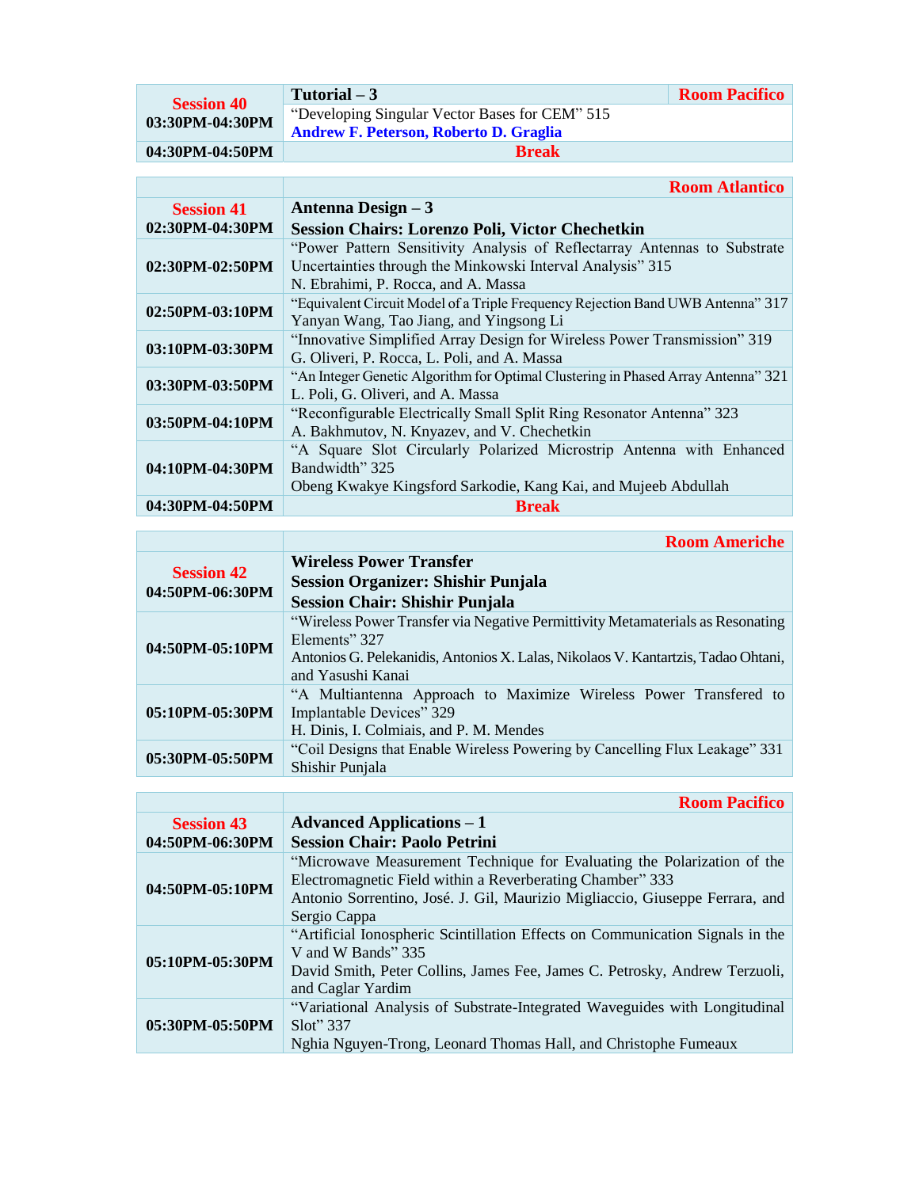| | | |
|---|---|---|
| **Session 40** **03:30PM-04:30PM** | **Tutorial – 3** | **Room Pacifico** |
| | "Developing Singular Vector Bases for CEM" 515 **Andrew F. Peterson, Roberto D. Graglia** | |
| **04:30PM-04:50PM** | **Break** | |

| | |
|---|---|
| | **Room Atlantico** |
| **Session 41** **02:30PM-04:30PM** | **Antenna Design – 3** **Session Chairs: Lorenzo Poli, Victor Chechetkin** |
| **02:30PM-02:50PM** | "Power Pattern Sensitivity Analysis of Reflectarray Antennas to Substrate Uncertainties through the Minkowski Interval Analysis" 315 N. Ebrahimi, P. Rocca, and A. Massa |
| **02:50PM-03:10PM** | "Equivalent Circuit Model of a Triple Frequency Rejection Band UWB Antenna" 317 Yanyan Wang, Tao Jiang, and Yingsong Li |
| **03:10PM-03:30PM** | "Innovative Simplified Array Design for Wireless Power Transmission" 319 G. Oliveri, P. Rocca, L. Poli, and A. Massa |
| **03:30PM-03:50PM** | "An Integer Genetic Algorithm for Optimal Clustering in Phased Array Antenna" 321 L. Poli, G. Oliveri, and A. Massa |
| **03:50PM-04:10PM** | "Reconfigurable Electrically Small Split Ring Resonator Antenna" 323 A. Bakhmutov, N. Knyazev, and V. Chechetkin |
| **04:10PM-04:30PM** | "A Square Slot Circularly Polarized Microstrip Antenna with Enhanced Bandwidth" 325 Obeng Kwakye Kingsford Sarkodie, Kang Kai, and Mujeeb Abdullah |
| **04:30PM-04:50PM** | **Break** |

| | |
|---|---|
| | **Room Americhe** |
| **Session 42** **04:50PM-06:30PM** | **Wireless Power Transfer** **Session Organizer: Shishir Punjala** **Session Chair: Shishir Punjala** |
| **04:50PM-05:10PM** | "Wireless Power Transfer via Negative Permittivity Metamaterials as Resonating Elements" 327 Antonios G. Pelekanidis, Antonios X. Lalas, Nikolaos V. Kantartzis, Tadao Ohtani, and Yasushi Kanai |
| **05:10PM-05:30PM** | "A Multiantenna Approach to Maximize Wireless Power Transfered to Implantable Devices" 329 H. Dinis, I. Colmiais, and P. M. Mendes |
| **05:30PM-05:50PM** | "Coil Designs that Enable Wireless Powering by Cancelling Flux Leakage" 331 Shishir Punjala |

| | |
|---|---|
| | **Room Pacifico** |
| **Session 43** **04:50PM-06:30PM** | **Advanced Applications – 1** **Session Chair: Paolo Petrini** |
| **04:50PM-05:10PM** | "Microwave Measurement Technique for Evaluating the Polarization of the Electromagnetic Field within a Reverberating Chamber" 333 Antonio Sorrentino, José. J. Gil, Maurizio Migliaccio, Giuseppe Ferrara, and Sergio Cappa |
| **05:10PM-05:30PM** | "Artificial Ionospheric Scintillation Effects on Communication Signals in the V and W Bands" 335 David Smith, Peter Collins, James Fee, James C. Petrosky, Andrew Terzuoli, and Caglar Yardim |
| **05:30PM-05:50PM** | "Variational Analysis of Substrate-Integrated Waveguides with Longitudinal Slot" 337 Nghia Nguyen-Trong, Leonard Thomas Hall, and Christophe Fumeaux |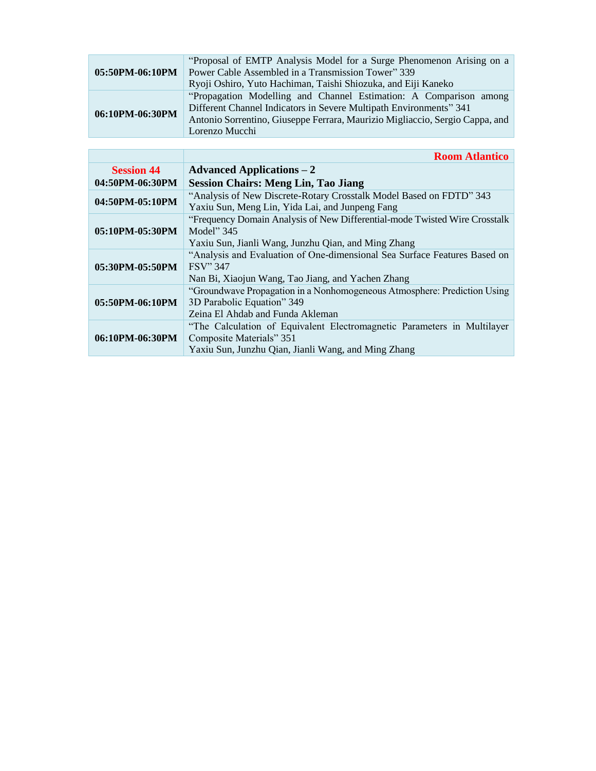| | |
|---|---|
| **05:50PM-06:10PM** | "Proposal of EMTP Analysis Model for a Surge Phenomenon Arising on a Power Cable Assembled in a Transmission Tower" 339<br>Ryoji Oshiro, Yuto Hachiman, Taishi Shiozuka, and Eiji Kaneko |
| **06:10PM-06:30PM** | "Propagation Modelling and Channel Estimation: A Comparison among Different Channel Indicators in Severe Multipath Environments" 341<br>Antonio Sorrentino, Giuseppe Ferrara, Maurizio Migliaccio, Sergio Cappa, and Lorenzo Mucchi |

| | **Room Atlantico** |
|---|---|
| **Session 44**<br>**04:50PM-06:30PM** | **Advanced Applications – 2**<br>**Session Chairs: Meng Lin, Tao Jiang** |
| **04:50PM-05:10PM** | "Analysis of New Discrete-Rotary Crosstalk Model Based on FDTD" 343<br>Yaxiu Sun, Meng Lin, Yida Lai, and Junpeng Fang |
| **05:10PM-05:30PM** | "Frequency Domain Analysis of New Differential-mode Twisted Wire Crosstalk Model" 345<br>Yaxiu Sun, Jianli Wang, Junzhu Qian, and Ming Zhang |
| **05:30PM-05:50PM** | "Analysis and Evaluation of One-dimensional Sea Surface Features Based on FSV" 347<br>Nan Bi, Xiaojun Wang, Tao Jiang, and Yachen Zhang |
| **05:50PM-06:10PM** | "Groundwave Propagation in a Nonhomogeneous Atmosphere: Prediction Using 3D Parabolic Equation" 349<br>Zeina El Ahdab and Funda Akleman |
| **06:10PM-06:30PM** | "The Calculation of Equivalent Electromagnetic Parameters in Multilayer Composite Materials" 351<br>Yaxiu Sun, Junzhu Qian, Jianli Wang, and Ming Zhang |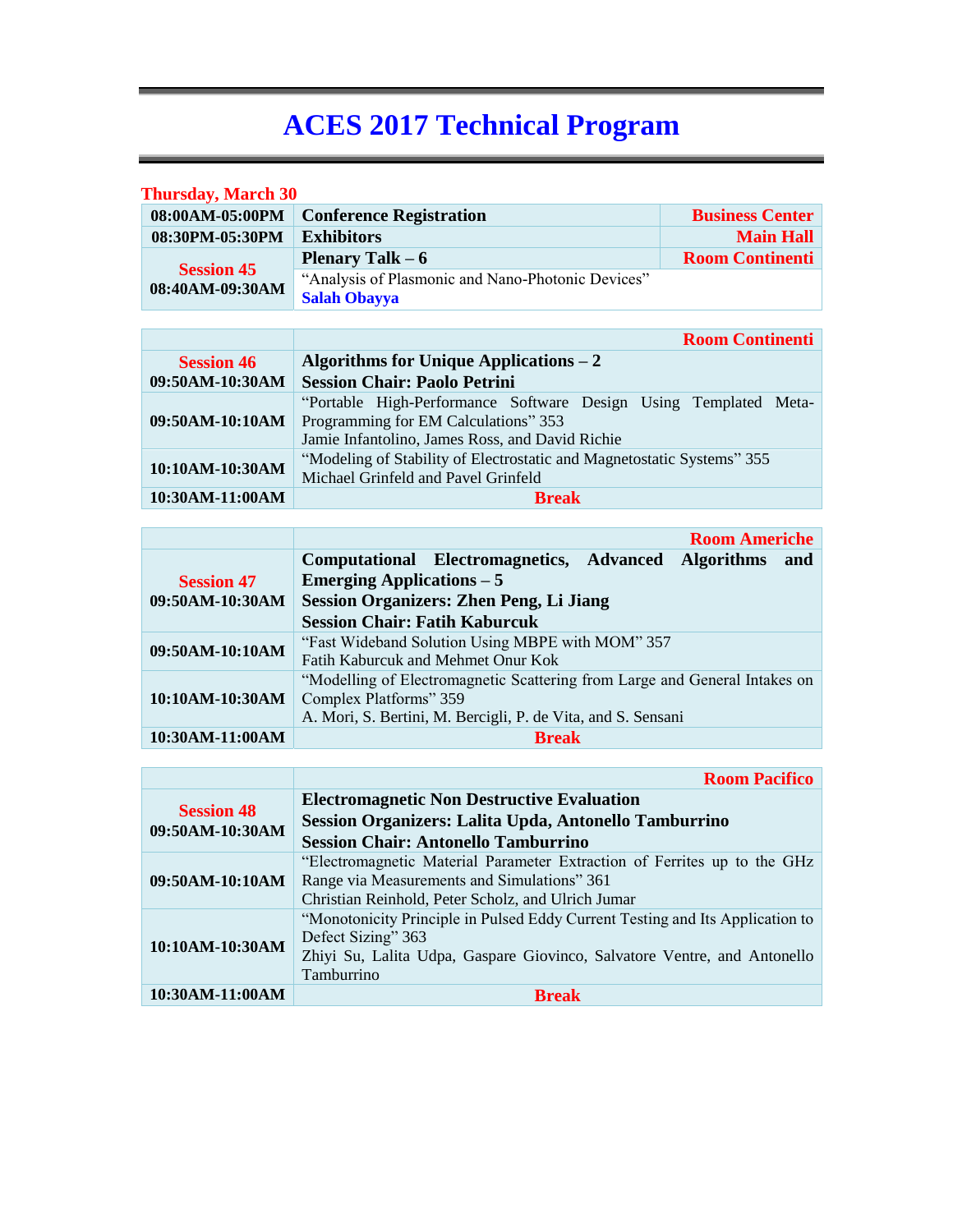# ACES 2017 Technical Program

**Thursday, March 30**

| | | |
|---|---|---|
| **08:00AM-05:00PM** | **Conference Registration** | **Business Center** |
| **08:30PM-05:30PM** | **Exhibitors** | **Main Hall** |
| **Session 45** **08:40AM-09:30AM** | **Plenary Talk – 6** | **Room Continenti** |
| | "Analysis of Plasmonic and Nano-Photonic Devices" **Salah Obayya** | |

| | |
|---|---|
| | **Room Continenti** |
| **Session 46** **09:50AM-10:30AM** | **Algorithms for Unique Applications – 2** **Session Chair: Paolo Petrini** |
| **09:50AM-10:10AM** | "Portable High-Performance Software Design Using Templated Meta-Programming for EM Calculations" 353 Jamie Infantolino, James Ross, and David Richie |
| **10:10AM-10:30AM** | "Modeling of Stability of Electrostatic and Magnetostatic Systems" 355 Michael Grinfeld and Pavel Grinfeld |
| **10:30AM-11:00AM** | **Break** |

| | |
|---|---|
| | **Room Americhe** |
| **Session 47** **09:50AM-10:30AM** | **Computational Electromagnetics, Advanced Algorithms and Emerging Applications – 5** **Session Organizers: Zhen Peng, Li Jiang** **Session Chair: Fatih Kaburcuk** |
| **09:50AM-10:10AM** | "Fast Wideband Solution Using MBPE with MOM" 357 Fatih Kaburcuk and Mehmet Onur Kok |
| **10:10AM-10:30AM** | "Modelling of Electromagnetic Scattering from Large and General Intakes on Complex Platforms" 359 A. Mori, S. Bertini, M. Bercigli, P. de Vita, and S. Sensani |
| **10:30AM-11:00AM** | **Break** |

| | |
|---|---|
| | **Room Pacifico** |
| **Session 48** **09:50AM-10:30AM** | **Electromagnetic Non Destructive Evaluation** **Session Organizers: Lalita Upda, Antonello Tamburrino** **Session Chair: Antonello Tamburrino** |
| **09:50AM-10:10AM** | "Electromagnetic Material Parameter Extraction of Ferrites up to the GHz Range via Measurements and Simulations" 361 Christian Reinhold, Peter Scholz, and Ulrich Jumar |
| **10:10AM-10:30AM** | "Monotonicity Principle in Pulsed Eddy Current Testing and Its Application to Defect Sizing" 363 Zhiyi Su, Lalita Udpa, Gaspare Giovinco, Salvatore Ventre, and Antonello Tamburrino |
| **10:30AM-11:00AM** | **Break** |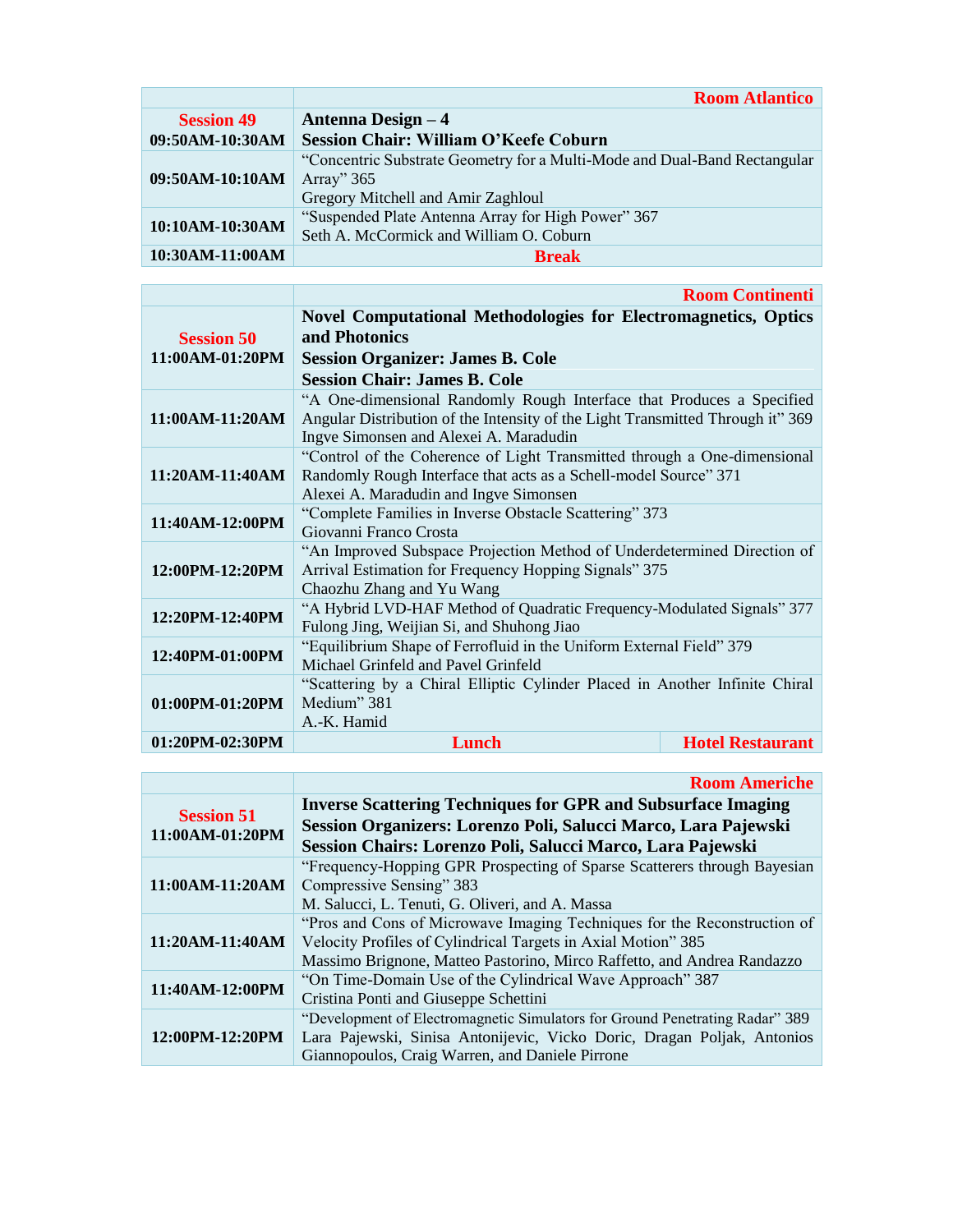| | Room Atlantico |
|---|---|
| **Session 49** **09:50AM-10:30AM** | **Antenna Design – 4** **Session Chair: William O'Keefe Coburn** |
| **09:50AM-10:10AM** | "Concentric Substrate Geometry for a Multi-Mode and Dual-Band Rectangular Array" 365 Gregory Mitchell and Amir Zaghloul |
| **10:10AM-10:30AM** | "Suspended Plate Antenna Array for High Power" 367 Seth A. McCormick and William O. Coburn |
| **10:30AM-11:00AM** | **Break** |

| | Room Continenti | |
|---|---|---|
| **Session 50** **11:00AM-01:20PM** | **Novel Computational Methodologies for Electromagnetics, Optics and Photonics** **Session Organizer: James B. Cole** **Session Chair: James B. Cole** | |
| **11:00AM-11:20AM** | "A One-dimensional Randomly Rough Interface that Produces a Specified Angular Distribution of the Intensity of the Light Transmitted Through it" 369 Ingve Simonsen and Alexei A. Maradudin | |
| **11:20AM-11:40AM** | "Control of the Coherence of Light Transmitted through a One-dimensional Randomly Rough Interface that acts as a Schell-model Source" 371 Alexei A. Maradudin and Ingve Simonsen | |
| **11:40AM-12:00PM** | "Complete Families in Inverse Obstacle Scattering" 373 Giovanni Franco Crosta | |
| **12:00PM-12:20PM** | "An Improved Subspace Projection Method of Underdetermined Direction of Arrival Estimation for Frequency Hopping Signals" 375 Chaozhu Zhang and Yu Wang | |
| **12:20PM-12:40PM** | "A Hybrid LVD-HAF Method of Quadratic Frequency-Modulated Signals" 377 Fulong Jing, Weijian Si, and Shuhong Jiao | |
| **12:40PM-01:00PM** | "Equilibrium Shape of Ferrofluid in the Uniform External Field" 379 Michael Grinfeld and Pavel Grinfeld | |
| **01:00PM-01:20PM** | "Scattering by a Chiral Elliptic Cylinder Placed in Another Infinite Chiral Medium" 381 A.-K. Hamid | |
| **01:20PM-02:30PM** | **Lunch** | **Hotel Restaurant** |

| | Room Americhe |
|---|---|
| **Session 51** **11:00AM-01:20PM** | **Inverse Scattering Techniques for GPR and Subsurface Imaging** **Session Organizers: Lorenzo Poli, Salucci Marco, Lara Pajewski** **Session Chairs: Lorenzo Poli, Salucci Marco, Lara Pajewski** |
| **11:00AM-11:20AM** | "Frequency-Hopping GPR Prospecting of Sparse Scatterers through Bayesian Compressive Sensing" 383 M. Salucci, L. Tenuti, G. Oliveri, and A. Massa |
| **11:20AM-11:40AM** | "Pros and Cons of Microwave Imaging Techniques for the Reconstruction of Velocity Profiles of Cylindrical Targets in Axial Motion" 385 Massimo Brignone, Matteo Pastorino, Mirco Raffetto, and Andrea Randazzo |
| **11:40AM-12:00PM** | "On Time-Domain Use of the Cylindrical Wave Approach" 387 Cristina Ponti and Giuseppe Schettini |
| **12:00PM-12:20PM** | "Development of Electromagnetic Simulators for Ground Penetrating Radar" 389 Lara Pajewski, Sinisa Antonijevic, Vicko Doric, Dragan Poljak, Antonios Giannopoulos, Craig Warren, and Daniele Pirrone |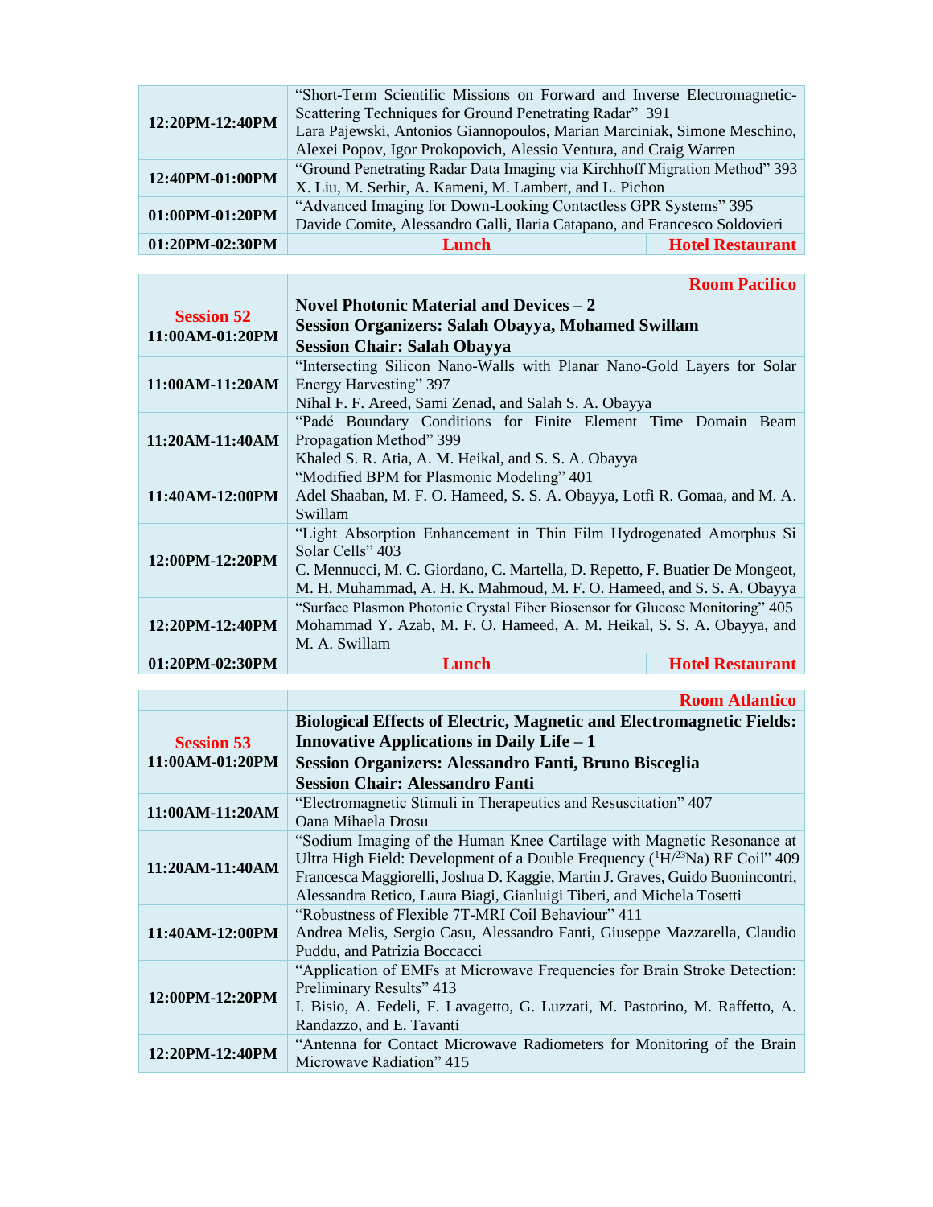| | | |
|---|---|---|
| **12:20PM-12:40PM** | "Short-Term Scientific Missions on Forward and Inverse Electromagnetic-Scattering Techniques for Ground Penetrating Radar" 391<br>Lara Pajewski, Antonios Giannopoulos, Marian Marciniak, Simone Meschino, Alexei Popov, Igor Prokopovich, Alessio Ventura, and Craig Warren | |
| **12:40PM-01:00PM** | "Ground Penetrating Radar Data Imaging via Kirchhoff Migration Method" 393<br>X. Liu, M. Serhir, A. Kameni, M. Lambert, and L. Pichon | |
| **01:00PM-01:20PM** | "Advanced Imaging for Down-Looking Contactless GPR Systems" 395<br>Davide Comite, Alessandro Galli, Ilaria Catapano, and Francesco Soldovieri | |
| **01:20PM-02:30PM** | **Lunch** | **Hotel Restaurant** |

| | |
|---|---|
| | **Room Pacifico** |
| **Session 52**<br>**11:00AM-01:20PM** | **Novel Photonic Material and Devices – 2**<br>**Session Organizers: Salah Obayya, Mohamed Swillam**<br>**Session Chair: Salah Obayya** |
| **11:00AM-11:20AM** | "Intersecting Silicon Nano-Walls with Planar Nano-Gold Layers for Solar Energy Harvesting" 397<br>Nihal F. F. Areed, Sami Zenad, and Salah S. A. Obayya |
| **11:20AM-11:40AM** | "Padé Boundary Conditions for Finite Element Time Domain Beam Propagation Method" 399<br>Khaled S. R. Atia, A. M. Heikal, and S. S. A. Obayya |
| **11:40AM-12:00PM** | "Modified BPM for Plasmonic Modeling" 401<br>Adel Shaaban, M. F. O. Hameed, S. S. A. Obayya, Lotfi R. Gomaa, and M. A. Swillam |
| **12:00PM-12:20PM** | "Light Absorption Enhancement in Thin Film Hydrogenated Amorphus Si Solar Cells" 403<br>C. Mennucci, M. C. Giordano, C. Martella, D. Repetto, F. Buatier De Mongeot, M. H. Muhammad, A. H. K. Mahmoud, M. F. O. Hameed, and S. S. A. Obayya |
| **12:20PM-12:40PM** | "Surface Plasmon Photonic Crystal Fiber Biosensor for Glucose Monitoring" 405<br>Mohammad Y. Azab, M. F. O. Hameed, A. M. Heikal, S. S. A. Obayya, and M. A. Swillam |
| **01:20PM-02:30PM** | **Lunch** — **Hotel Restaurant** |

| | |
|---|---|
| | **Room Atlantico** |
| **Session 53**<br>**11:00AM-01:20PM** | **Biological Effects of Electric, Magnetic and Electromagnetic Fields: Innovative Applications in Daily Life – 1**<br>**Session Organizers: Alessandro Fanti, Bruno Bisceglia**<br>**Session Chair: Alessandro Fanti** |
| **11:00AM-11:20AM** | "Electromagnetic Stimuli in Therapeutics and Resuscitation" 407<br>Oana Mihaela Drosu |
| **11:20AM-11:40AM** | "Sodium Imaging of the Human Knee Cartilage with Magnetic Resonance at Ultra High Field: Development of a Double Frequency ($^{1}H/^{23}Na$) RF Coil" 409<br>Francesca Maggiorelli, Joshua D. Kaggie, Martin J. Graves, Guido Buonincontri, Alessandra Retico, Laura Biagi, Gianluigi Tiberi, and Michela Tosetti |
| **11:40AM-12:00PM** | "Robustness of Flexible 7T-MRI Coil Behaviour" 411<br>Andrea Melis, Sergio Casu, Alessandro Fanti, Giuseppe Mazzarella, Claudio Puddu, and Patrizia Boccacci |
| **12:00PM-12:20PM** | "Application of EMFs at Microwave Frequencies for Brain Stroke Detection: Preliminary Results" 413<br>I. Bisio, A. Fedeli, F. Lavagetto, G. Luzzati, M. Pastorino, M. Raffetto, A. Randazzo, and E. Tavanti |
| **12:20PM-12:40PM** | "Antenna for Contact Microwave Radiometers for Monitoring of the Brain Microwave Radiation" 415 |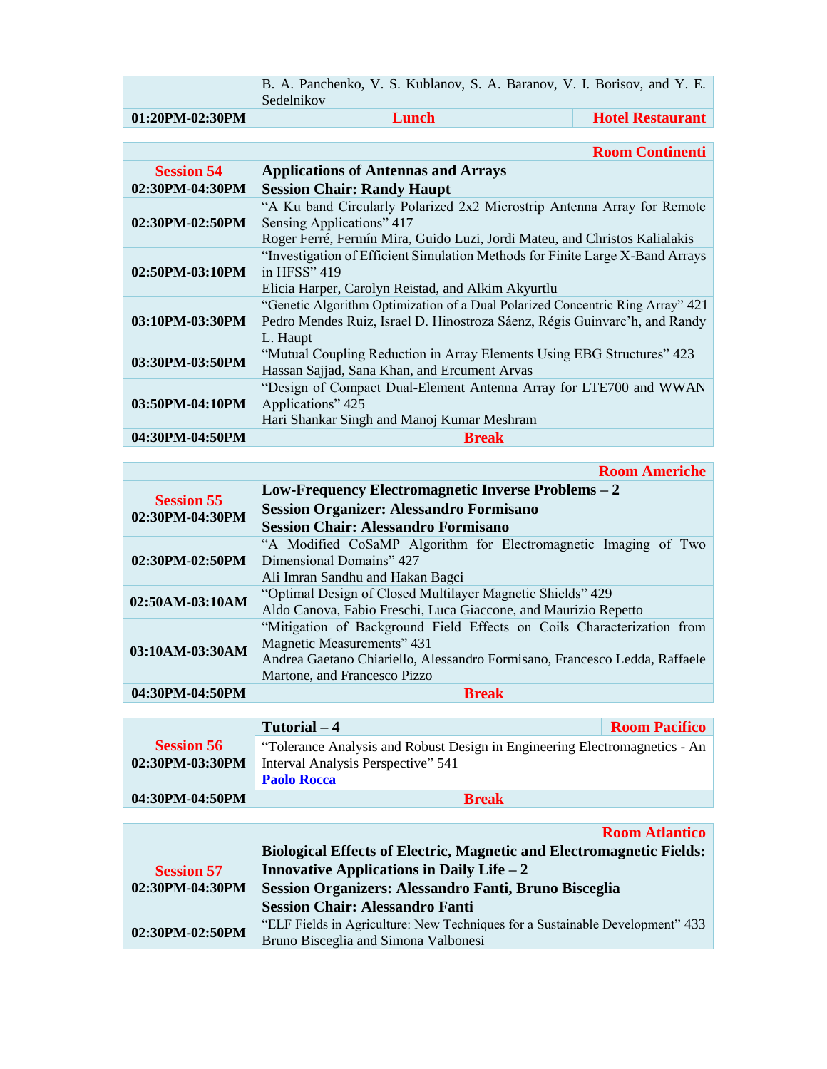| | |
|---|---|
| | B. A. Panchenko, V. S. Kublanov, S. A. Baranov, V. I. Borisov, and Y. E. Sedelnikov |
| **01:20PM-02:30PM** | **Lunch** — **Hotel Restaurant** |

| | **Room Continenti** |
|---|---|
| **Session 54** **02:30PM-04:30PM** | **Applications of Antennas and Arrays** **Session Chair: Randy Haupt** |
| **02:30PM-02:50PM** | "A Ku band Circularly Polarized 2x2 Microstrip Antenna Array for Remote Sensing Applications" 417 Roger Ferré, Fermín Mira, Guido Luzi, Jordi Mateu, and Christos Kalialakis |
| **02:50PM-03:10PM** | "Investigation of Efficient Simulation Methods for Finite Large X-Band Arrays in HFSS" 419 Elicia Harper, Carolyn Reistad, and Alkim Akyurtlu |
| **03:10PM-03:30PM** | "Genetic Algorithm Optimization of a Dual Polarized Concentric Ring Array" 421 Pedro Mendes Ruiz, Israel D. Hinostroza Sáenz, Régis Guinvarc'h, and Randy L. Haupt |
| **03:30PM-03:50PM** | "Mutual Coupling Reduction in Array Elements Using EBG Structures" 423 Hassan Sajjad, Sana Khan, and Ercument Arvas |
| **03:50PM-04:10PM** | "Design of Compact Dual-Element Antenna Array for LTE700 and WWAN Applications" 425 Hari Shankar Singh and Manoj Kumar Meshram |
| **04:30PM-04:50PM** | **Break** |

| | **Room Americhe** |
|---|---|
| **Session 55** **02:30PM-04:30PM** | **Low-Frequency Electromagnetic Inverse Problems – 2** **Session Organizer: Alessandro Formisano** **Session Chair: Alessandro Formisano** |
| **02:30PM-02:50PM** | "A Modified CoSaMP Algorithm for Electromagnetic Imaging of Two Dimensional Domains" 427 Ali Imran Sandhu and Hakan Bagci |
| **02:50AM-03:10AM** | "Optimal Design of Closed Multilayer Magnetic Shields" 429 Aldo Canova, Fabio Freschi, Luca Giaccone, and Maurizio Repetto |
| **03:10AM-03:30AM** | "Mitigation of Background Field Effects on Coils Characterization from Magnetic Measurements" 431 Andrea Gaetano Chiariello, Alessandro Formisano, Francesco Ledda, Raffaele Martone, and Francesco Pizzo |
| **04:30PM-04:50PM** | **Break** |

| | |
|---|---|
| **Session 56** **02:30PM-03:30PM** | **Tutorial – 4** — **Room Pacifico** |
| | "Tolerance Analysis and Robust Design in Engineering Electromagnetics - An Interval Analysis Perspective" 541 **Paolo Rocca** |
| **04:30PM-04:50PM** | **Break** |

| | **Room Atlantico** |
|---|---|
| **Session 57** **02:30PM-04:30PM** | **Biological Effects of Electric, Magnetic and Electromagnetic Fields: Innovative Applications in Daily Life – 2** **Session Organizers: Alessandro Fanti, Bruno Bisceglia** **Session Chair: Alessandro Fanti** |
| **02:30PM-02:50PM** | "ELF Fields in Agriculture: New Techniques for a Sustainable Development" 433 Bruno Bisceglia and Simona Valbonesi |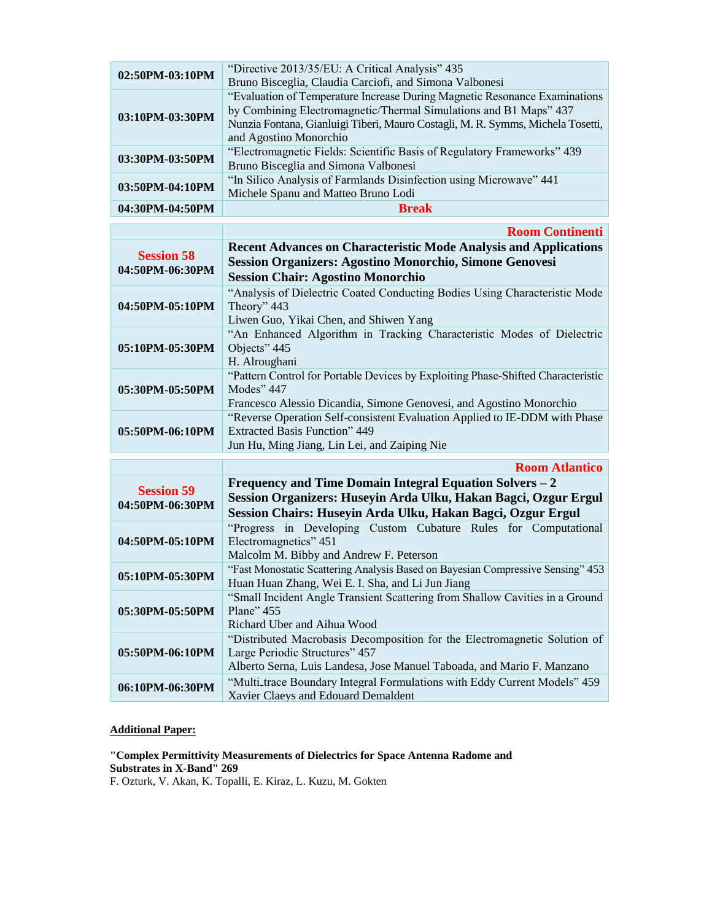| | |
|---|---|
| **02:50PM-03:10PM** | "Directive 2013/35/EU: A Critical Analysis" 435<br>Bruno Bisceglia, Claudia Carciofi, and Simona Valbonesi |
| **03:10PM-03:30PM** | "Evaluation of Temperature Increase During Magnetic Resonance Examinations by Combining Electromagnetic/Thermal Simulations and B1 Maps" 437<br>Nunzia Fontana, Gianluigi Tiberi, Mauro Costagli, M. R. Symms, Michela Tosetti, and Agostino Monorchio |
| **03:30PM-03:50PM** | "Electromagnetic Fields: Scientific Basis of Regulatory Frameworks" 439<br>Bruno Bisceglia and Simona Valbonesi |
| **03:50PM-04:10PM** | "In Silico Analysis of Farmlands Disinfection using Microwave" 441<br>Michele Spanu and Matteo Bruno Lodi |
| **04:30PM-04:50PM** | **Break** |

| | |
|---|---|
| | **Room Continenti** |
| **Session 58**<br>**04:50PM-06:30PM** | **Recent Advances on Characteristic Mode Analysis and Applications**<br>**Session Organizers: Agostino Monorchio, Simone Genovesi**<br>**Session Chair: Agostino Monorchio** |
| **04:50PM-05:10PM** | "Analysis of Dielectric Coated Conducting Bodies Using Characteristic Mode Theory" 443<br>Liwen Guo, Yikai Chen, and Shiwen Yang |
| **05:10PM-05:30PM** | "An Enhanced Algorithm in Tracking Characteristic Modes of Dielectric Objects" 445<br>H. Alroughani |
| **05:30PM-05:50PM** | "Pattern Control for Portable Devices by Exploiting Phase-Shifted Characteristic Modes" 447<br>Francesco Alessio Dicandia, Simone Genovesi, and Agostino Monorchio |
| **05:50PM-06:10PM** | "Reverse Operation Self-consistent Evaluation Applied to IE-DDM with Phase Extracted Basis Function" 449<br>Jun Hu, Ming Jiang, Lin Lei, and Zaiping Nie |

| | |
|---|---|
| | **Room Atlantico** |
| **Session 59**<br>**04:50PM-06:30PM** | **Frequency and Time Domain Integral Equation Solvers – 2**<br>**Session Organizers: Huseyin Arda Ulku, Hakan Bagci, Ozgur Ergul**<br>**Session Chairs: Huseyin Arda Ulku, Hakan Bagci, Ozgur Ergul** |
| **04:50PM-05:10PM** | "Progress in Developing Custom Cubature Rules for Computational Electromagnetics" 451<br>Malcolm M. Bibby and Andrew F. Peterson |
| **05:10PM-05:30PM** | "Fast Monostatic Scattering Analysis Based on Bayesian Compressive Sensing" 453<br>Huan Huan Zhang, Wei E. I. Sha, and Li Jun Jiang |
| **05:30PM-05:50PM** | "Small Incident Angle Transient Scattering from Shallow Cavities in a Ground Plane" 455<br>Richard Uber and Aihua Wood |
| **05:50PM-06:10PM** | "Distributed Macrobasis Decomposition for the Electromagnetic Solution of Large Periodic Structures" 457<br>Alberto Serna, Luis Landesa, Jose Manuel Taboada, and Mario F. Manzano |
| **06:10PM-06:30PM** | "Multi_trace Boundary Integral Formulations with Eddy Current Models" 459<br>Xavier Claeys and Edouard Demaldent |

**Additional Paper:**

**"Complex Permittivity Measurements of Dielectrics for Space Antenna Radome and Substrates in X-Band" 269**
F. Ozturk, V. Akan, K. Topalli, E. Kiraz, L. Kuzu, M. Gokten